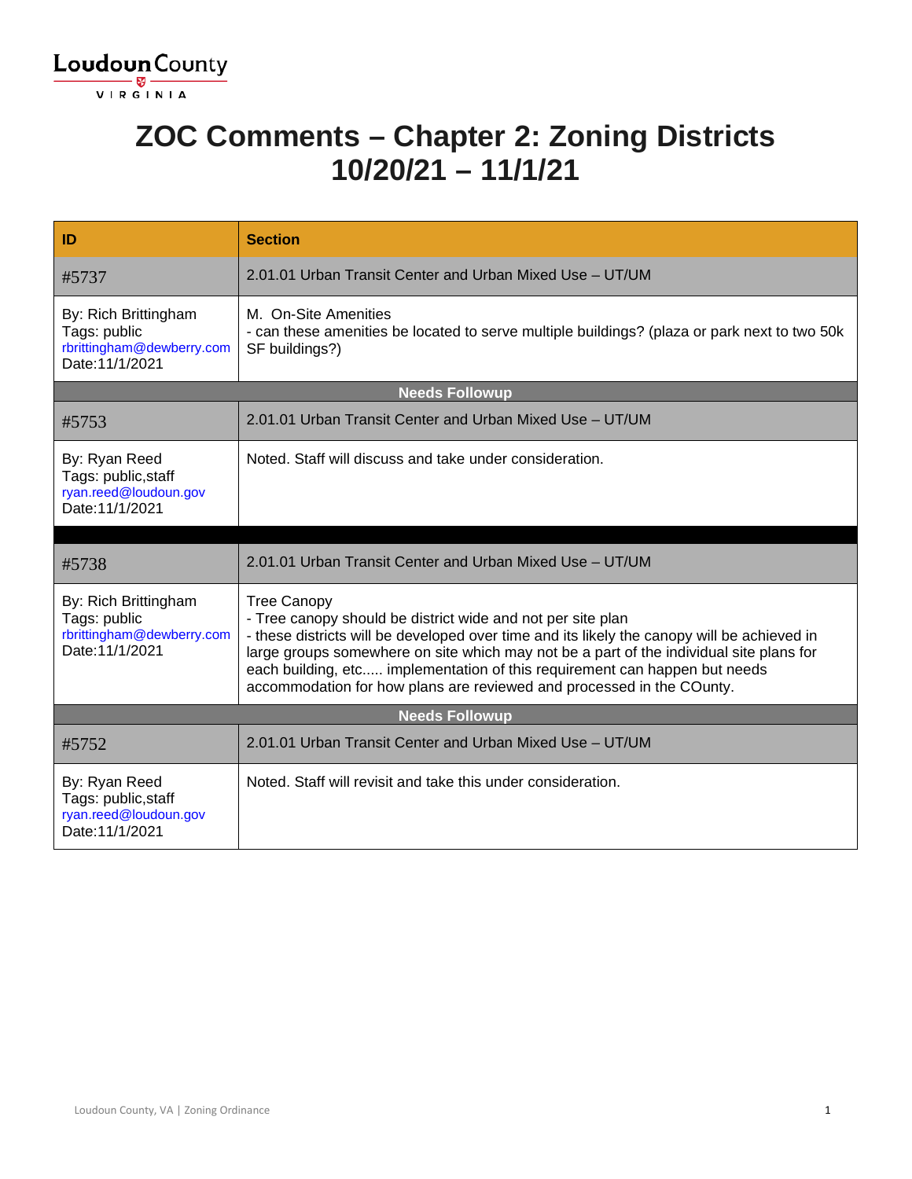# ZOC Comments – Chapter 2: Zoning Districts 10/20/21 – 11/1/21

| ID | Section |
|---|---|
| #5737 | 2.01.01 Urban Transit Center and Urban Mixed Use – UT/UM |
| By: Rich Brittingham<br>Tags: public<br>rbrittingham@dewberry.com<br>Date:11/1/2021 | M. On-Site Amenities<br>- can these amenities be located to serve multiple buildings? (plaza or park next to two 50k SF buildings?) |
| **Needs Followup** | |
| #5753 | 2.01.01 Urban Transit Center and Urban Mixed Use – UT/UM |
| By: Ryan Reed<br>Tags: public,staff<br>ryan.reed@loudoun.gov<br>Date:11/1/2021 | Noted. Staff will discuss and take under consideration. |
| #5738 | 2.01.01 Urban Transit Center and Urban Mixed Use – UT/UM |
| By: Rich Brittingham<br>Tags: public<br>rbrittingham@dewberry.com<br>Date:11/1/2021 | Tree Canopy<br>- Tree canopy should be district wide and not per site plan<br>- these districts will be developed over time and its likely the canopy will be achieved in large groups somewhere on site which may not be a part of the individual site plans for each building, etc..... implementation of this requirement can happen but needs accommodation for how plans are reviewed and processed in the COunty. |
| **Needs Followup** | |
| #5752 | 2.01.01 Urban Transit Center and Urban Mixed Use – UT/UM |
| By: Ryan Reed<br>Tags: public,staff<br>ryan.reed@loudoun.gov<br>Date:11/1/2021 | Noted. Staff will revisit and take this under consideration. |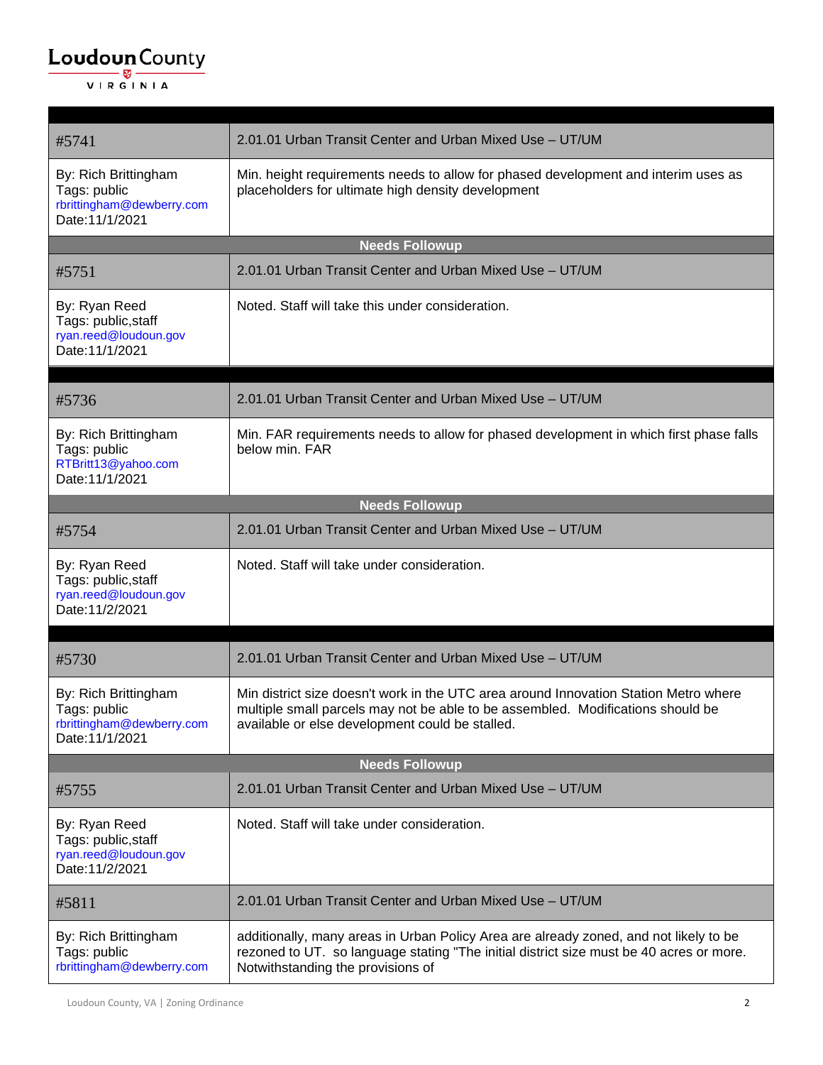| #5741 | 2.01.01 Urban Transit Center and Urban Mixed Use – UT/UM |
|---|---|
| By: Rich Brittingham<br>Tags: public<br>rbrittingham@dewberry.com<br>Date:11/1/2021 | Min. height requirements needs to allow for phased development and interim uses as placeholders for ultimate high density development |
| **Needs Followup** | |
| #5751 | 2.01.01 Urban Transit Center and Urban Mixed Use – UT/UM |
| By: Ryan Reed<br>Tags: public,staff<br>ryan.reed@loudoun.gov<br>Date:11/1/2021 | Noted. Staff will take this under consideration. |

| #5736 | 2.01.01 Urban Transit Center and Urban Mixed Use – UT/UM |
|---|---|
| By: Rich Brittingham<br>Tags: public<br>RTBritt13@yahoo.com<br>Date:11/1/2021 | Min. FAR requirements needs to allow for phased development in which first phase falls below min. FAR |
| **Needs Followup** | |
| #5754 | 2.01.01 Urban Transit Center and Urban Mixed Use – UT/UM |
| By: Ryan Reed<br>Tags: public,staff<br>ryan.reed@loudoun.gov<br>Date:11/2/2021 | Noted. Staff will take under consideration. |

| #5730 | 2.01.01 Urban Transit Center and Urban Mixed Use – UT/UM |
|---|---|
| By: Rich Brittingham<br>Tags: public<br>rbrittingham@dewberry.com<br>Date:11/1/2021 | Min district size doesn't work in the UTC area around Innovation Station Metro where multiple small parcels may not be able to be assembled. Modifications should be available or else development could be stalled. |
| **Needs Followup** | |
| #5755 | 2.01.01 Urban Transit Center and Urban Mixed Use – UT/UM |
| By: Ryan Reed<br>Tags: public,staff<br>ryan.reed@loudoun.gov<br>Date:11/2/2021 | Noted. Staff will take under consideration. |
| #5811 | 2.01.01 Urban Transit Center and Urban Mixed Use – UT/UM |
| By: Rich Brittingham<br>Tags: public<br>rbrittingham@dewberry.com | additionally, many areas in Urban Policy Area are already zoned, and not likely to be rezoned to UT. so language stating "The initial district size must be 40 acres or more. Notwithstanding the provisions of |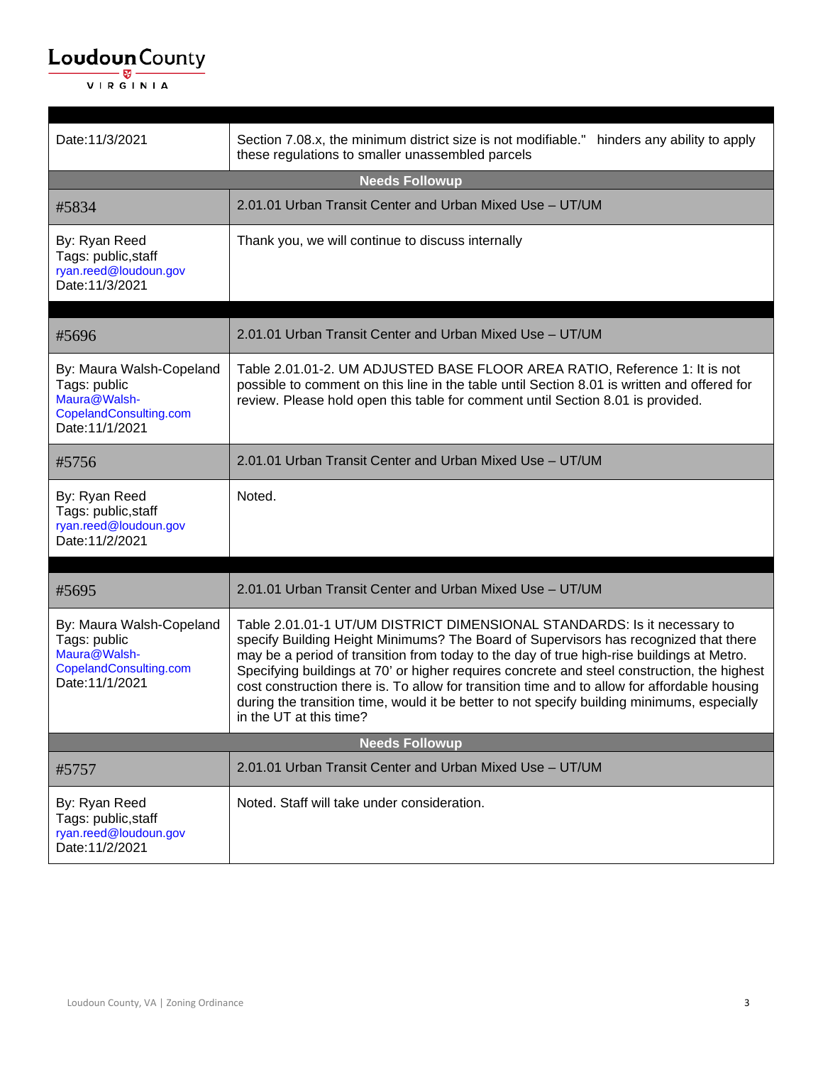| | |
|---|---|
| Date:11/3/2021 | Section 7.08.x, the minimum district size is not modifiable." hinders any ability to apply these regulations to smaller unassembled parcels |
| **Needs Followup** | |
| #5834 | 2.01.01 Urban Transit Center and Urban Mixed Use – UT/UM |
| By: Ryan Reed<br>Tags: public,staff<br>ryan.reed@loudoun.gov<br>Date:11/3/2021 | Thank you, we will continue to discuss internally |

| | |
|---|---|
| #5696 | 2.01.01 Urban Transit Center and Urban Mixed Use – UT/UM |
| By: Maura Walsh-Copeland<br>Tags: public<br>Maura@Walsh-CopelandConsulting.com<br>Date:11/1/2021 | Table 2.01.01-2. UM ADJUSTED BASE FLOOR AREA RATIO, Reference 1: It is not possible to comment on this line in the table until Section 8.01 is written and offered for review. Please hold open this table for comment until Section 8.01 is provided. |
| #5756 | 2.01.01 Urban Transit Center and Urban Mixed Use – UT/UM |
| By: Ryan Reed<br>Tags: public,staff<br>ryan.reed@loudoun.gov<br>Date:11/2/2021 | Noted. |

| | |
|---|---|
| #5695 | 2.01.01 Urban Transit Center and Urban Mixed Use – UT/UM |
| By: Maura Walsh-Copeland<br>Tags: public<br>Maura@Walsh-CopelandConsulting.com<br>Date:11/1/2021 | Table 2.01.01-1 UT/UM DISTRICT DIMENSIONAL STANDARDS: Is it necessary to specify Building Height Minimums? The Board of Supervisors has recognized that there may be a period of transition from today to the day of true high-rise buildings at Metro. Specifying buildings at 70' or higher requires concrete and steel construction, the highest cost construction there is. To allow for transition time and to allow for affordable housing during the transition time, would it be better to not specify building minimums, especially in the UT at this time? |
| **Needs Followup** | |
| #5757 | 2.01.01 Urban Transit Center and Urban Mixed Use – UT/UM |
| By: Ryan Reed<br>Tags: public,staff<br>ryan.reed@loudoun.gov<br>Date:11/2/2021 | Noted. Staff will take under consideration. |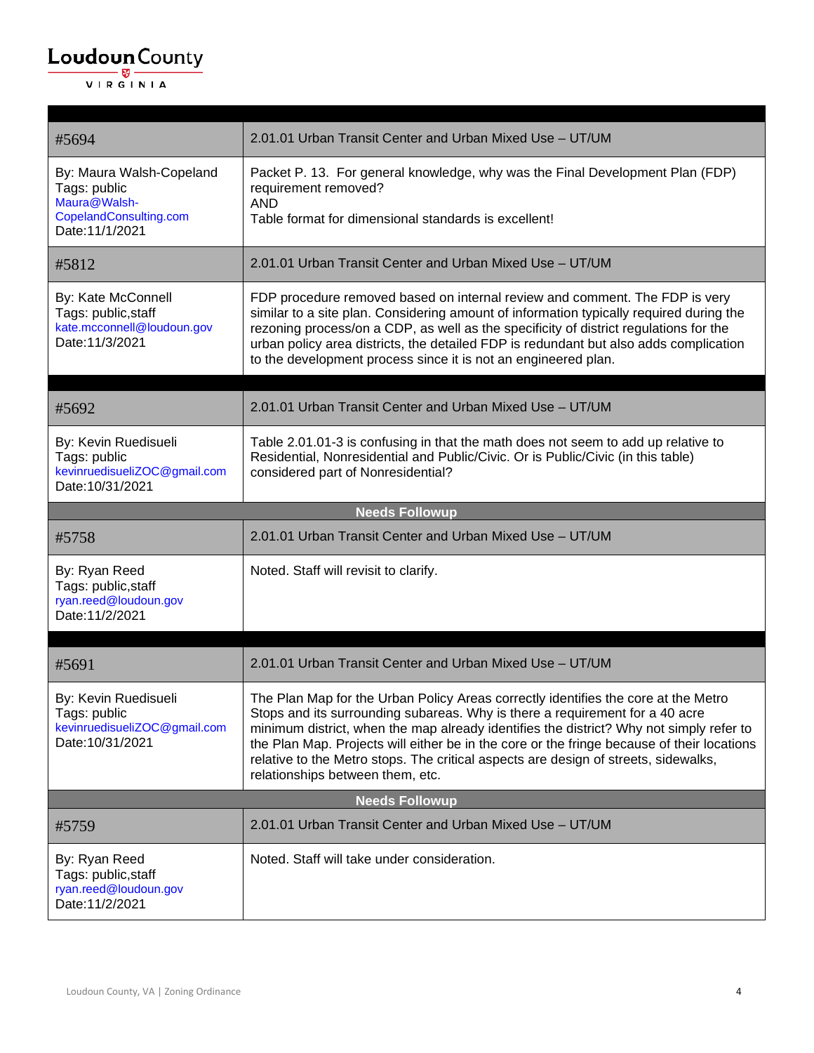| #5694 | 2.01.01 Urban Transit Center and Urban Mixed Use – UT/UM |
|---|---|
| By: Maura Walsh-Copeland<br>Tags: public<br>Maura@Walsh-CopelandConsulting.com<br>Date:11/1/2021 | Packet P. 13. For general knowledge, why was the Final Development Plan (FDP) requirement removed?<br>AND<br>Table format for dimensional standards is excellent! |
| #5812 | 2.01.01 Urban Transit Center and Urban Mixed Use – UT/UM |
| By: Kate McConnell<br>Tags: public,staff<br>kate.mcconnell@loudoun.gov<br>Date:11/3/2021 | FDP procedure removed based on internal review and comment. The FDP is very similar to a site plan. Considering amount of information typically required during the rezoning process/on a CDP, as well as the specificity of district regulations for the urban policy area districts, the detailed FDP is redundant but also adds complication to the development process since it is not an engineered plan. |

| #5692 | 2.01.01 Urban Transit Center and Urban Mixed Use – UT/UM |
|---|---|
| By: Kevin Ruedisueli<br>Tags: public<br>kevinruedisueliZOC@gmail.com<br>Date:10/31/2021 | Table 2.01.01-3 is confusing in that the math does not seem to add up relative to Residential, Nonresidential and Public/Civic. Or is Public/Civic (in this table) considered part of Nonresidential? |
| **Needs Followup** | |
| #5758 | 2.01.01 Urban Transit Center and Urban Mixed Use – UT/UM |
| By: Ryan Reed<br>Tags: public,staff<br>ryan.reed@loudoun.gov<br>Date:11/2/2021 | Noted. Staff will revisit to clarify. |

| #5691 | 2.01.01 Urban Transit Center and Urban Mixed Use – UT/UM |
|---|---|
| By: Kevin Ruedisueli<br>Tags: public<br>kevinruedisueliZOC@gmail.com<br>Date:10/31/2021 | The Plan Map for the Urban Policy Areas correctly identifies the core at the Metro Stops and its surrounding subareas. Why is there a requirement for a 40 acre minimum district, when the map already identifies the district? Why not simply refer to the Plan Map. Projects will either be in the core or the fringe because of their locations relative to the Metro stops. The critical aspects are design of streets, sidewalks, relationships between them, etc. |
| **Needs Followup** | |
| #5759 | 2.01.01 Urban Transit Center and Urban Mixed Use – UT/UM |
| By: Ryan Reed<br>Tags: public,staff<br>ryan.reed@loudoun.gov<br>Date:11/2/2021 | Noted. Staff will take under consideration. |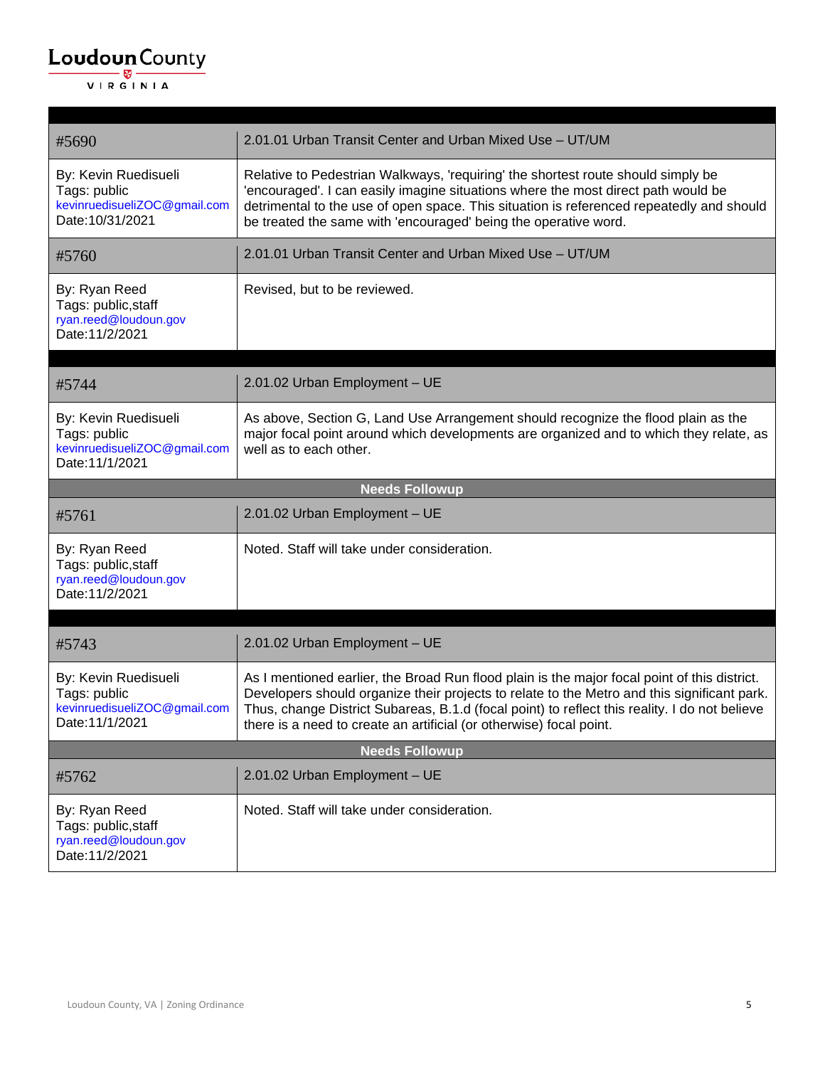| #5690 | 2.01.01 Urban Transit Center and Urban Mixed Use – UT/UM |
|---|---|
| By: Kevin Ruedisueli<br>Tags: public<br>kevinruedisueliZOC@gmail.com<br>Date:10/31/2021 | Relative to Pedestrian Walkways, 'requiring' the shortest route should simply be 'encouraged'. I can easily imagine situations where the most direct path would be detrimental to the use of open space. This situation is referenced repeatedly and should be treated the same with 'encouraged' being the operative word. |
| #5760 | 2.01.01 Urban Transit Center and Urban Mixed Use – UT/UM |
| By: Ryan Reed<br>Tags: public,staff<br>ryan.reed@loudoun.gov<br>Date:11/2/2021 | Revised, but to be reviewed. |

| #5744 | 2.01.02 Urban Employment – UE |
|---|---|
| By: Kevin Ruedisueli<br>Tags: public<br>kevinruedisueliZOC@gmail.com<br>Date:11/1/2021 | As above, Section G, Land Use Arrangement should recognize the flood plain as the major focal point around which developments are organized and to which they relate, as well as to each other. |
| **Needs Followup** | |
| #5761 | 2.01.02 Urban Employment – UE |
| By: Ryan Reed<br>Tags: public,staff<br>ryan.reed@loudoun.gov<br>Date:11/2/2021 | Noted. Staff will take under consideration. |

| #5743 | 2.01.02 Urban Employment – UE |
|---|---|
| By: Kevin Ruedisueli<br>Tags: public<br>kevinruedisueliZOC@gmail.com<br>Date:11/1/2021 | As I mentioned earlier, the Broad Run flood plain is the major focal point of this district. Developers should organize their projects to relate to the Metro and this significant park. Thus, change District Subareas, B.1.d (focal point) to reflect this reality. I do not believe there is a need to create an artificial (or otherwise) focal point. |
| **Needs Followup** | |
| #5762 | 2.01.02 Urban Employment – UE |
| By: Ryan Reed<br>Tags: public,staff<br>ryan.reed@loudoun.gov<br>Date:11/2/2021 | Noted. Staff will take under consideration. |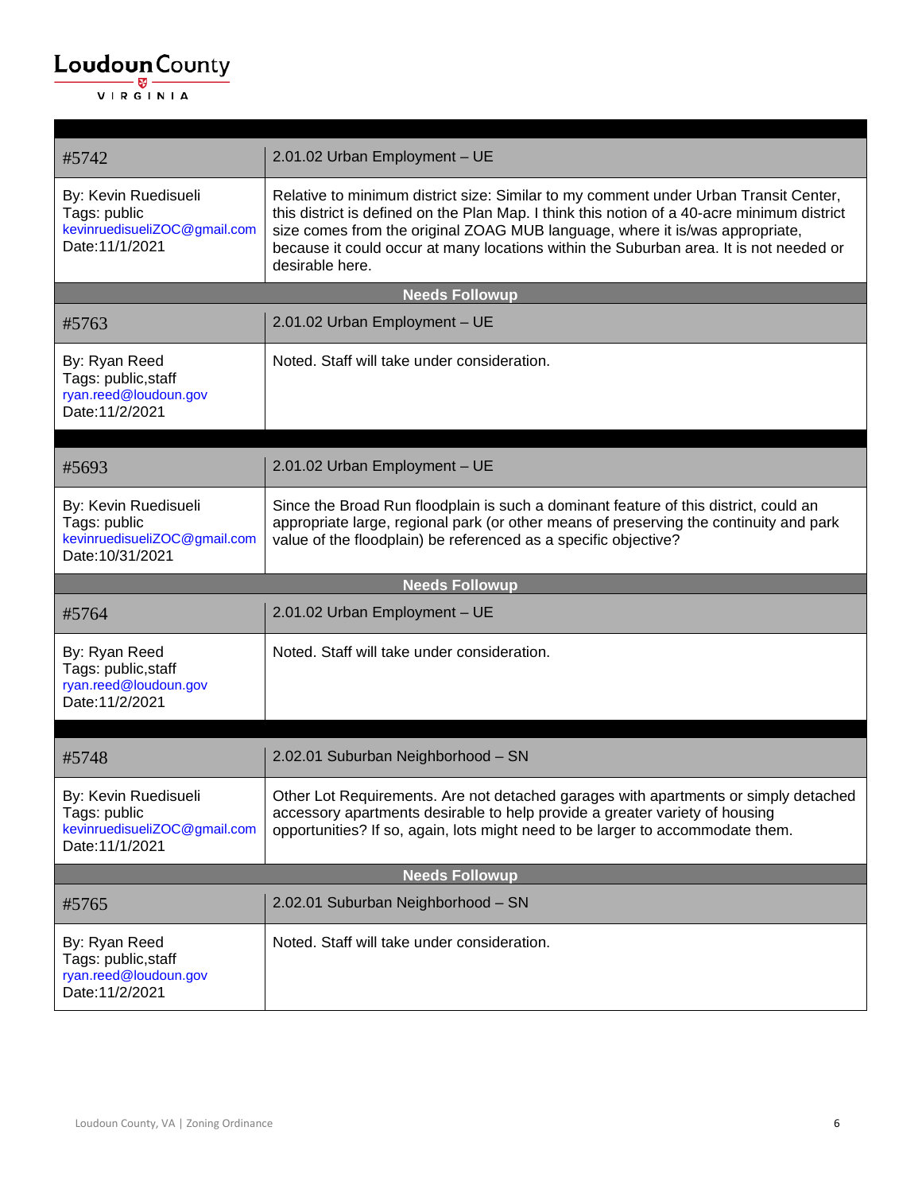| #5742 | 2.01.02 Urban Employment – UE |
|---|---|
| By: Kevin Ruedisueli<br>Tags: public<br>kevinruedisueliZOC@gmail.com<br>Date:11/1/2021 | Relative to minimum district size: Similar to my comment under Urban Transit Center, this district is defined on the Plan Map. I think this notion of a 40-acre minimum district size comes from the original ZOAG MUB language, where it is/was appropriate, because it could occur at many locations within the Suburban area. It is not needed or desirable here. |
| **Needs Followup** | |
| #5763 | 2.01.02 Urban Employment – UE |
| By: Ryan Reed<br>Tags: public,staff<br>ryan.reed@loudoun.gov<br>Date:11/2/2021 | Noted. Staff will take under consideration. |

| #5693 | 2.01.02 Urban Employment – UE |
|---|---|
| By: Kevin Ruedisueli<br>Tags: public<br>kevinruedisueliZOC@gmail.com<br>Date:10/31/2021 | Since the Broad Run floodplain is such a dominant feature of this district, could an appropriate large, regional park (or other means of preserving the continuity and park value of the floodplain) be referenced as a specific objective? |
| **Needs Followup** | |
| #5764 | 2.01.02 Urban Employment – UE |
| By: Ryan Reed<br>Tags: public,staff<br>ryan.reed@loudoun.gov<br>Date:11/2/2021 | Noted. Staff will take under consideration. |

| #5748 | 2.02.01 Suburban Neighborhood – SN |
|---|---|
| By: Kevin Ruedisueli<br>Tags: public<br>kevinruedisueliZOC@gmail.com<br>Date:11/1/2021 | Other Lot Requirements. Are not detached garages with apartments or simply detached accessory apartments desirable to help provide a greater variety of housing opportunities? If so, again, lots might need to be larger to accommodate them. |
| **Needs Followup** | |
| #5765 | 2.02.01 Suburban Neighborhood – SN |
| By: Ryan Reed<br>Tags: public,staff<br>ryan.reed@loudoun.gov<br>Date:11/2/2021 | Noted. Staff will take under consideration. |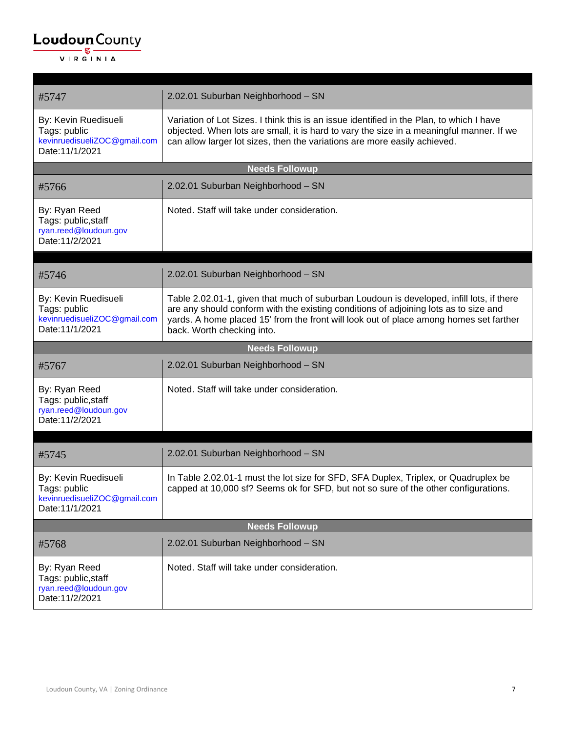| #5747 | 2.02.01 Suburban Neighborhood – SN |
|---|---|
| By: Kevin Ruedisueli<br>Tags: public<br>kevinruedisueliZOC@gmail.com<br>Date:11/1/2021 | Variation of Lot Sizes. I think this is an issue identified in the Plan, to which I have objected. When lots are small, it is hard to vary the size in a meaningful manner. If we can allow larger lot sizes, then the variations are more easily achieved. |
| **Needs Followup** | |
| #5766 | 2.02.01 Suburban Neighborhood – SN |
| By: Ryan Reed<br>Tags: public,staff<br>ryan.reed@loudoun.gov<br>Date:11/2/2021 | Noted. Staff will take under consideration. |

| #5746 | 2.02.01 Suburban Neighborhood – SN |
|---|---|
| By: Kevin Ruedisueli<br>Tags: public<br>kevinruedisueliZOC@gmail.com<br>Date:11/1/2021 | Table 2.02.01-1, given that much of suburban Loudoun is developed, infill lots, if there are any should conform with the existing conditions of adjoining lots as to size and yards. A home placed 15' from the front will look out of place among homes set farther back. Worth checking into. |
| **Needs Followup** | |
| #5767 | 2.02.01 Suburban Neighborhood – SN |
| By: Ryan Reed<br>Tags: public,staff<br>ryan.reed@loudoun.gov<br>Date:11/2/2021 | Noted. Staff will take under consideration. |

| #5745 | 2.02.01 Suburban Neighborhood – SN |
|---|---|
| By: Kevin Ruedisueli<br>Tags: public<br>kevinruedisueliZOC@gmail.com<br>Date:11/1/2021 | In Table 2.02.01-1 must the lot size for SFD, SFA Duplex, Triplex, or Quadruplex be capped at 10,000 sf? Seems ok for SFD, but not so sure of the other configurations. |
| **Needs Followup** | |
| #5768 | 2.02.01 Suburban Neighborhood – SN |
| By: Ryan Reed<br>Tags: public,staff<br>ryan.reed@loudoun.gov<br>Date:11/2/2021 | Noted. Staff will take under consideration. |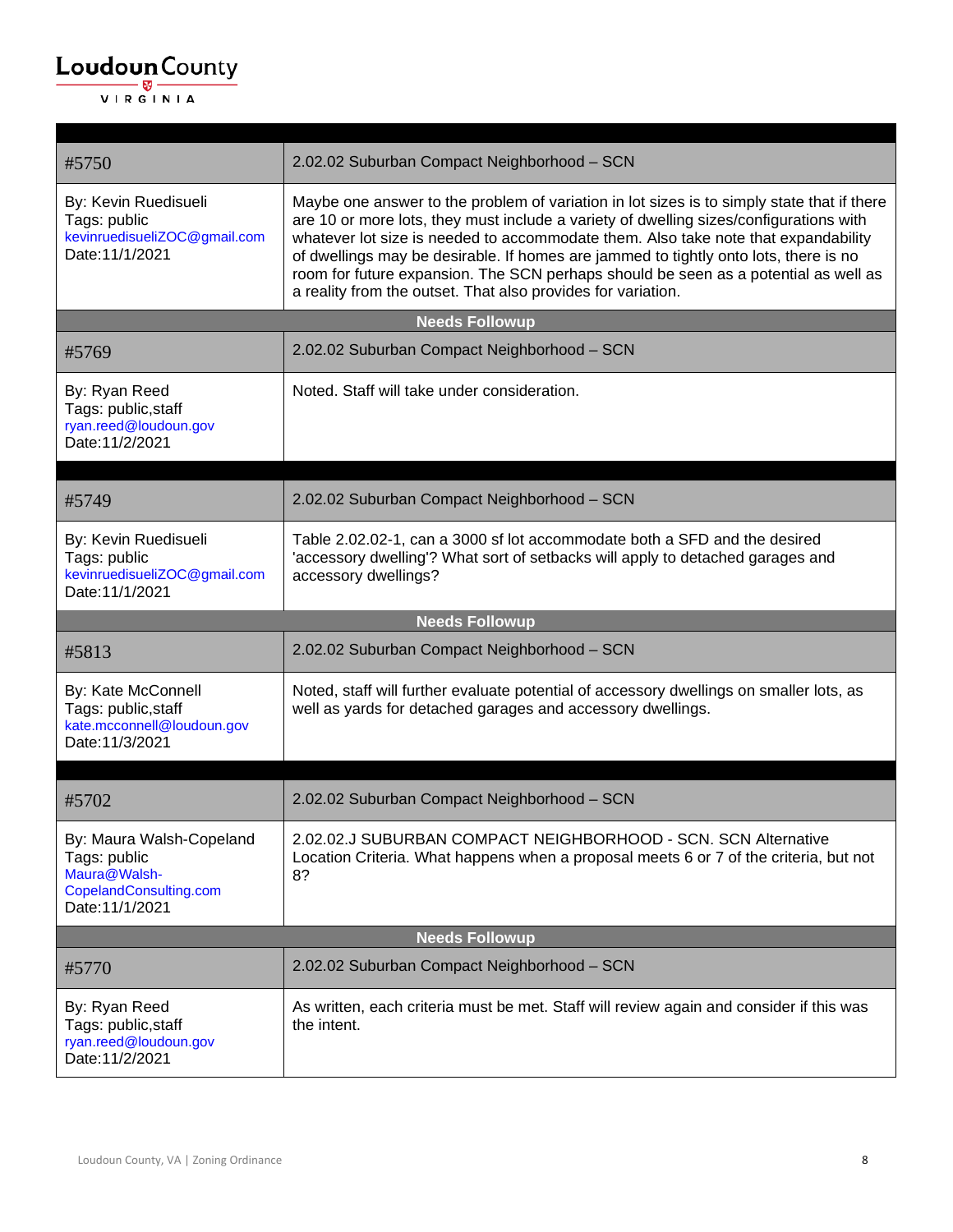| | |
|---|---|
| #5750 | 2.02.02 Suburban Compact Neighborhood – SCN |
| By: Kevin Ruedisueli<br>Tags: public<br>kevinruedisueliZOC@gmail.com<br>Date:11/1/2021 | Maybe one answer to the problem of variation in lot sizes is to simply state that if there are 10 or more lots, they must include a variety of dwelling sizes/configurations with whatever lot size is needed to accommodate them. Also take note that expandability of dwellings may be desirable. If homes are jammed to tightly onto lots, there is no room for future expansion. The SCN perhaps should be seen as a potential as well as a reality from the outset. That also provides for variation. |
| **Needs Followup** | |
| #5769 | 2.02.02 Suburban Compact Neighborhood – SCN |
| By: Ryan Reed<br>Tags: public,staff<br>ryan.reed@loudoun.gov<br>Date:11/2/2021 | Noted. Staff will take under consideration. |

| | |
|---|---|
| #5749 | 2.02.02 Suburban Compact Neighborhood – SCN |
| By: Kevin Ruedisueli<br>Tags: public<br>kevinruedisueliZOC@gmail.com<br>Date:11/1/2021 | Table 2.02.02-1, can a 3000 sf lot accommodate both a SFD and the desired 'accessory dwelling'? What sort of setbacks will apply to detached garages and accessory dwellings? |
| **Needs Followup** | |
| #5813 | 2.02.02 Suburban Compact Neighborhood – SCN |
| By: Kate McConnell<br>Tags: public,staff<br>kate.mcconnell@loudoun.gov<br>Date:11/3/2021 | Noted, staff will further evaluate potential of accessory dwellings on smaller lots, as well as yards for detached garages and accessory dwellings. |

| | |
|---|---|
| #5702 | 2.02.02 Suburban Compact Neighborhood – SCN |
| By: Maura Walsh-Copeland<br>Tags: public<br>Maura@Walsh-CopelandConsulting.com<br>Date:11/1/2021 | 2.02.02.J SUBURBAN COMPACT NEIGHBORHOOD - SCN. SCN Alternative Location Criteria. What happens when a proposal meets 6 or 7 of the criteria, but not 8? |
| **Needs Followup** | |
| #5770 | 2.02.02 Suburban Compact Neighborhood – SCN |
| By: Ryan Reed<br>Tags: public,staff<br>ryan.reed@loudoun.gov<br>Date:11/2/2021 | As written, each criteria must be met. Staff will review again and consider if this was the intent. |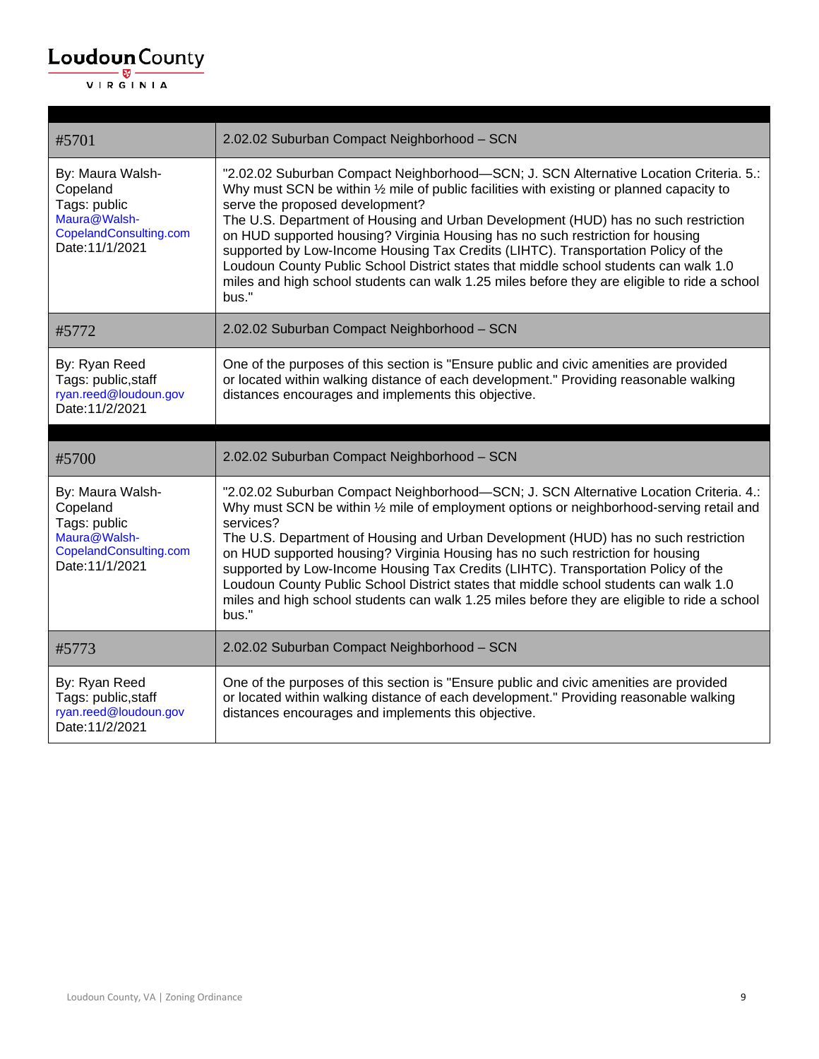| #5701 | 2.02.02 Suburban Compact Neighborhood – SCN |
|---|---|
| By: Maura Walsh-Copeland<br>Tags: public<br>Maura@Walsh-CopelandConsulting.com<br>Date:11/1/2021 | "2.02.02 Suburban Compact Neighborhood—SCN; J. SCN Alternative Location Criteria. 5.: Why must SCN be within ½ mile of public facilities with existing or planned capacity to serve the proposed development?<br>The U.S. Department of Housing and Urban Development (HUD) has no such restriction on HUD supported housing? Virginia Housing has no such restriction for housing supported by Low-Income Housing Tax Credits (LIHTC). Transportation Policy of the Loudoun County Public School District states that middle school students can walk 1.0 miles and high school students can walk 1.25 miles before they are eligible to ride a school bus." |
| #5772 | 2.02.02 Suburban Compact Neighborhood – SCN |
| By: Ryan Reed<br>Tags: public,staff<br>ryan.reed@loudoun.gov<br>Date:11/2/2021 | One of the purposes of this section is "Ensure public and civic amenities are provided or located within walking distance of each development." Providing reasonable walking distances encourages and implements this objective. |

| #5700 | 2.02.02 Suburban Compact Neighborhood – SCN |
|---|---|
| By: Maura Walsh-Copeland<br>Tags: public<br>Maura@Walsh-CopelandConsulting.com<br>Date:11/1/2021 | "2.02.02 Suburban Compact Neighborhood—SCN; J. SCN Alternative Location Criteria. 4.: Why must SCN be within ½ mile of employment options or neighborhood-serving retail and services?<br>The U.S. Department of Housing and Urban Development (HUD) has no such restriction on HUD supported housing? Virginia Housing has no such restriction for housing supported by Low-Income Housing Tax Credits (LIHTC). Transportation Policy of the Loudoun County Public School District states that middle school students can walk 1.0 miles and high school students can walk 1.25 miles before they are eligible to ride a school bus." |
| #5773 | 2.02.02 Suburban Compact Neighborhood – SCN |
| By: Ryan Reed<br>Tags: public,staff<br>ryan.reed@loudoun.gov<br>Date:11/2/2021 | One of the purposes of this section is "Ensure public and civic amenities are provided or located within walking distance of each development." Providing reasonable walking distances encourages and implements this objective. |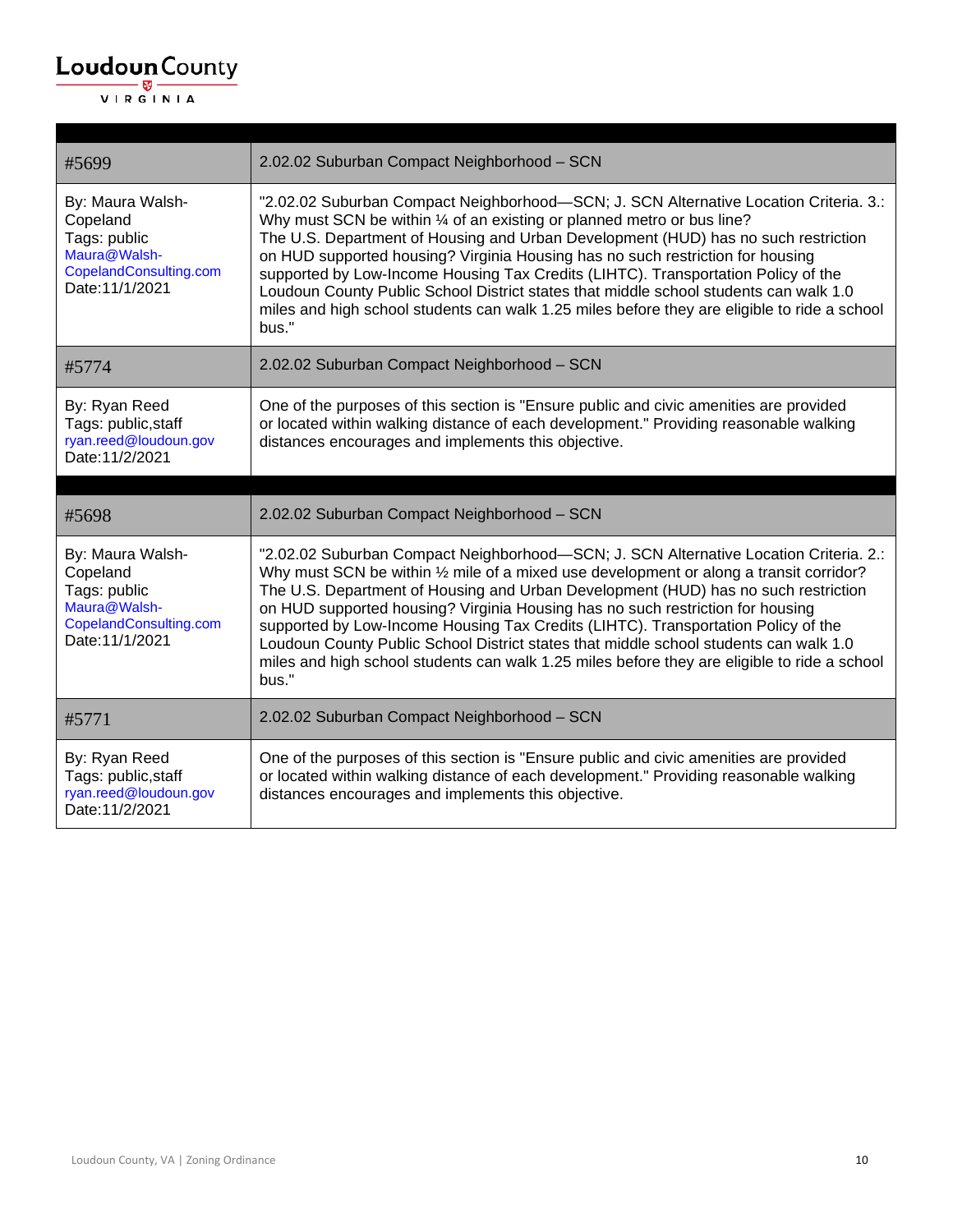| #5699 | 2.02.02 Suburban Compact Neighborhood – SCN |
|---|---|
| By: Maura Walsh-Copeland<br>Tags: public<br>Maura@Walsh-CopelandConsulting.com<br>Date:11/1/2021 | "2.02.02 Suburban Compact Neighborhood—SCN; J. SCN Alternative Location Criteria. 3.: Why must SCN be within ¼ of an existing or planned metro or bus line?<br>The U.S. Department of Housing and Urban Development (HUD) has no such restriction on HUD supported housing? Virginia Housing has no such restriction for housing supported by Low-Income Housing Tax Credits (LIHTC). Transportation Policy of the Loudoun County Public School District states that middle school students can walk 1.0 miles and high school students can walk 1.25 miles before they are eligible to ride a school bus." |
| #5774 | 2.02.02 Suburban Compact Neighborhood – SCN |
| By: Ryan Reed<br>Tags: public,staff<br>ryan.reed@loudoun.gov<br>Date:11/2/2021 | One of the purposes of this section is "Ensure public and civic amenities are provided or located within walking distance of each development." Providing reasonable walking distances encourages and implements this objective. |

| #5698 | 2.02.02 Suburban Compact Neighborhood – SCN |
|---|---|
| By: Maura Walsh-Copeland<br>Tags: public<br>Maura@Walsh-CopelandConsulting.com<br>Date:11/1/2021 | "2.02.02 Suburban Compact Neighborhood—SCN; J. SCN Alternative Location Criteria. 2.: Why must SCN be within ½ mile of a mixed use development or along a transit corridor?<br>The U.S. Department of Housing and Urban Development (HUD) has no such restriction on HUD supported housing? Virginia Housing has no such restriction for housing supported by Low-Income Housing Tax Credits (LIHTC). Transportation Policy of the Loudoun County Public School District states that middle school students can walk 1.0 miles and high school students can walk 1.25 miles before they are eligible to ride a school bus." |
| #5771 | 2.02.02 Suburban Compact Neighborhood – SCN |
| By: Ryan Reed<br>Tags: public,staff<br>ryan.reed@loudoun.gov<br>Date:11/2/2021 | One of the purposes of this section is "Ensure public and civic amenities are provided or located within walking distance of each development." Providing reasonable walking distances encourages and implements this objective. |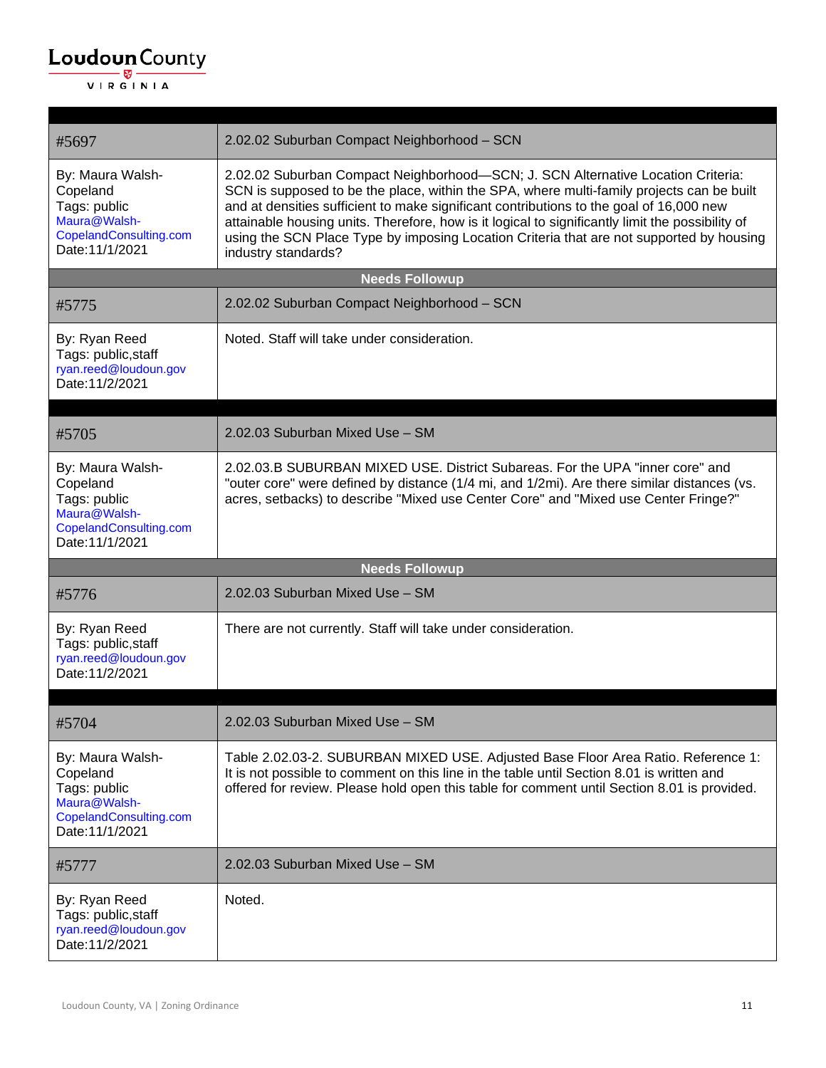| #5697 | 2.02.02 Suburban Compact Neighborhood – SCN |
|---|---|
| By: Maura Walsh-Copeland<br>Tags: public<br>Maura@Walsh-CopelandConsulting.com<br>Date:11/1/2021 | 2.02.02 Suburban Compact Neighborhood—SCN; J. SCN Alternative Location Criteria: SCN is supposed to be the place, within the SPA, where multi-family projects can be built and at densities sufficient to make significant contributions to the goal of 16,000 new attainable housing units. Therefore, how is it logical to significantly limit the possibility of using the SCN Place Type by imposing Location Criteria that are not supported by housing industry standards? |
| **Needs Followup** | |
| #5775 | 2.02.02 Suburban Compact Neighborhood – SCN |
| By: Ryan Reed<br>Tags: public,staff<br>ryan.reed@loudoun.gov<br>Date:11/2/2021 | Noted. Staff will take under consideration. |

| #5705 | 2.02.03 Suburban Mixed Use – SM |
|---|---|
| By: Maura Walsh-Copeland<br>Tags: public<br>Maura@Walsh-CopelandConsulting.com<br>Date:11/1/2021 | 2.02.03.B SUBURBAN MIXED USE. District Subareas. For the UPA "inner core" and "outer core" were defined by distance (1/4 mi, and 1/2mi). Are there similar distances (vs. acres, setbacks) to describe "Mixed use Center Core" and "Mixed use Center Fringe?" |
| **Needs Followup** | |
| #5776 | 2.02.03 Suburban Mixed Use – SM |
| By: Ryan Reed<br>Tags: public,staff<br>ryan.reed@loudoun.gov<br>Date:11/2/2021 | There are not currently. Staff will take under consideration. |

| #5704 | 2.02.03 Suburban Mixed Use – SM |
|---|---|
| By: Maura Walsh-Copeland<br>Tags: public<br>Maura@Walsh-CopelandConsulting.com<br>Date:11/1/2021 | Table 2.02.03-2. SUBURBAN MIXED USE. Adjusted Base Floor Area Ratio. Reference 1: It is not possible to comment on this line in the table until Section 8.01 is written and offered for review. Please hold open this table for comment until Section 8.01 is provided. |
| #5777 | 2.02.03 Suburban Mixed Use – SM |
| By: Ryan Reed<br>Tags: public,staff<br>ryan.reed@loudoun.gov<br>Date:11/2/2021 | Noted. |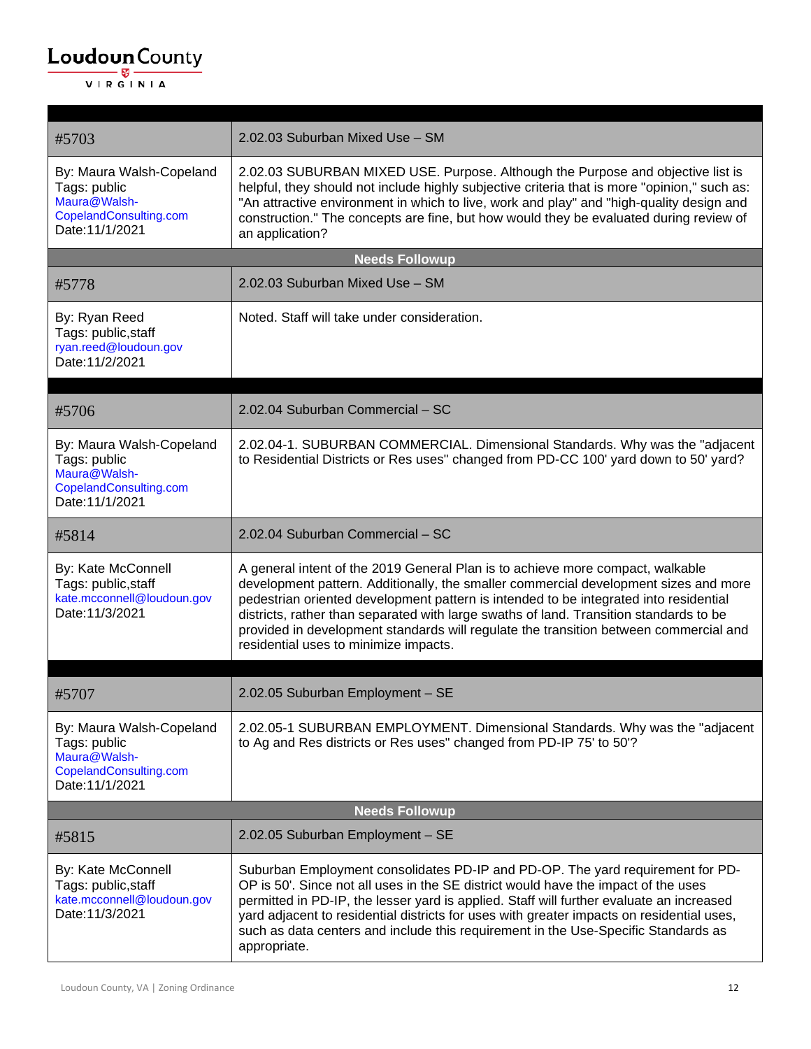| #5703 | 2.02.03 Suburban Mixed Use – SM |
|---|---|
| By: Maura Walsh-Copeland<br>Tags: public<br>Maura@Walsh-CopelandConsulting.com<br>Date:11/1/2021 | 2.02.03 SUBURBAN MIXED USE. Purpose. Although the Purpose and objective list is helpful, they should not include highly subjective criteria that is more "opinion," such as: "An attractive environment in which to live, work and play" and "high-quality design and construction." The concepts are fine, but how would they be evaluated during review of an application? |
| **Needs Followup** | |
| #5778 | 2.02.03 Suburban Mixed Use – SM |
| By: Ryan Reed<br>Tags: public,staff<br>ryan.reed@loudoun.gov<br>Date:11/2/2021 | Noted. Staff will take under consideration. |

| #5706 | 2.02.04 Suburban Commercial – SC |
|---|---|
| By: Maura Walsh-Copeland<br>Tags: public<br>Maura@Walsh-CopelandConsulting.com<br>Date:11/1/2021 | 2.02.04-1. SUBURBAN COMMERCIAL. Dimensional Standards. Why was the "adjacent to Residential Districts or Res uses" changed from PD-CC 100' yard down to 50' yard? |
| #5814 | 2.02.04 Suburban Commercial – SC |
| By: Kate McConnell<br>Tags: public,staff<br>kate.mcconnell@loudoun.gov<br>Date:11/3/2021 | A general intent of the 2019 General Plan is to achieve more compact, walkable development pattern. Additionally, the smaller commercial development sizes and more pedestrian oriented development pattern is intended to be integrated into residential districts, rather than separated with large swaths of land. Transition standards to be provided in development standards will regulate the transition between commercial and residential uses to minimize impacts. |

| #5707 | 2.02.05 Suburban Employment – SE |
|---|---|
| By: Maura Walsh-Copeland<br>Tags: public<br>Maura@Walsh-CopelandConsulting.com<br>Date:11/1/2021 | 2.02.05-1 SUBURBAN EMPLOYMENT. Dimensional Standards. Why was the "adjacent to Ag and Res districts or Res uses" changed from PD-IP 75' to 50'? |
| **Needs Followup** | |
| #5815 | 2.02.05 Suburban Employment – SE |
| By: Kate McConnell<br>Tags: public,staff<br>kate.mcconnell@loudoun.gov<br>Date:11/3/2021 | Suburban Employment consolidates PD-IP and PD-OP. The yard requirement for PD-OP is 50'. Since not all uses in the SE district would have the impact of the uses permitted in PD-IP, the lesser yard is applied. Staff will further evaluate an increased yard adjacent to residential districts for uses with greater impacts on residential uses, such as data centers and include this requirement in the Use-Specific Standards as appropriate. |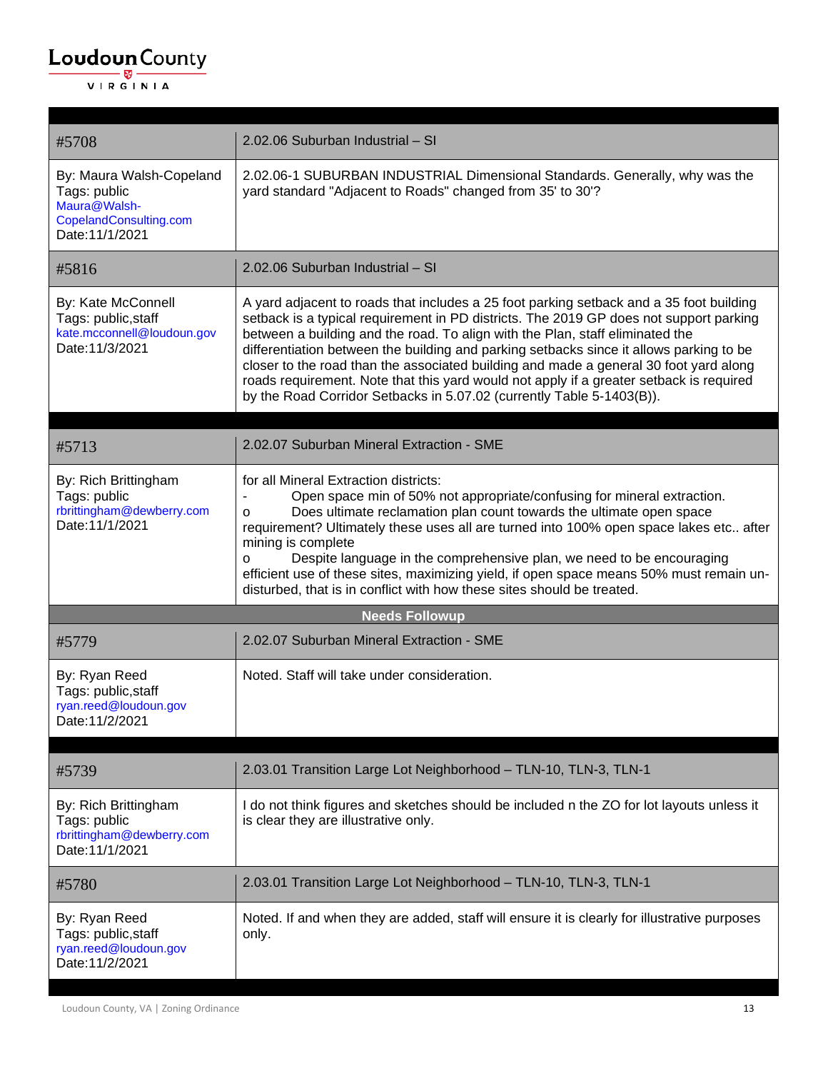| | |
|---|---|
| #5708 | 2.02.06 Suburban Industrial – SI |
| By: Maura Walsh-Copeland<br>Tags: public<br>Maura@Walsh-CopelandConsulting.com<br>Date:11/1/2021 | 2.02.06-1 SUBURBAN INDUSTRIAL Dimensional Standards. Generally, why was the yard standard "Adjacent to Roads" changed from 35' to 30'? |
| #5816 | 2.02.06 Suburban Industrial – SI |
| By: Kate McConnell<br>Tags: public,staff<br>kate.mcconnell@loudoun.gov<br>Date:11/3/2021 | A yard adjacent to roads that includes a 25 foot parking setback and a 35 foot building setback is a typical requirement in PD districts. The 2019 GP does not support parking between a building and the road. To align with the Plan, staff eliminated the differentiation between the building and parking setbacks since it allows parking to be closer to the road than the associated building and made a general 30 foot yard along roads requirement. Note that this yard would not apply if a greater setback is required by the Road Corridor Setbacks in 5.07.02 (currently Table 5-1403(B)). |

| | |
|---|---|
| #5713 | 2.02.07 Suburban Mineral Extraction - SME |
| By: Rich Brittingham<br>Tags: public<br>rbrittingham@dewberry.com<br>Date:11/1/2021 | for all Mineral Extraction districts:<br>- Open space min of 50% not appropriate/confusing for mineral extraction.<br>o Does ultimate reclamation plan count towards the ultimate open space requirement? Ultimately these uses all are turned into 100% open space lakes etc.. after mining is complete<br>o Despite language in the comprehensive plan, we need to be encouraging efficient use of these sites, maximizing yield, if open space means 50% must remain un-disturbed, that is in conflict with how these sites should be treated. |
| **Needs Followup** | |
| #5779 | 2.02.07 Suburban Mineral Extraction - SME |
| By: Ryan Reed<br>Tags: public,staff<br>ryan.reed@loudoun.gov<br>Date:11/2/2021 | Noted. Staff will take under consideration. |

| | |
|---|---|
| #5739 | 2.03.01 Transition Large Lot Neighborhood – TLN-10, TLN-3, TLN-1 |
| By: Rich Brittingham<br>Tags: public<br>rbrittingham@dewberry.com<br>Date:11/1/2021 | I do not think figures and sketches should be included n the ZO for lot layouts unless it is clear they are illustrative only. |
| #5780 | 2.03.01 Transition Large Lot Neighborhood – TLN-10, TLN-3, TLN-1 |
| By: Ryan Reed<br>Tags: public,staff<br>ryan.reed@loudoun.gov<br>Date:11/2/2021 | Noted. If and when they are added, staff will ensure it is clearly for illustrative purposes only. |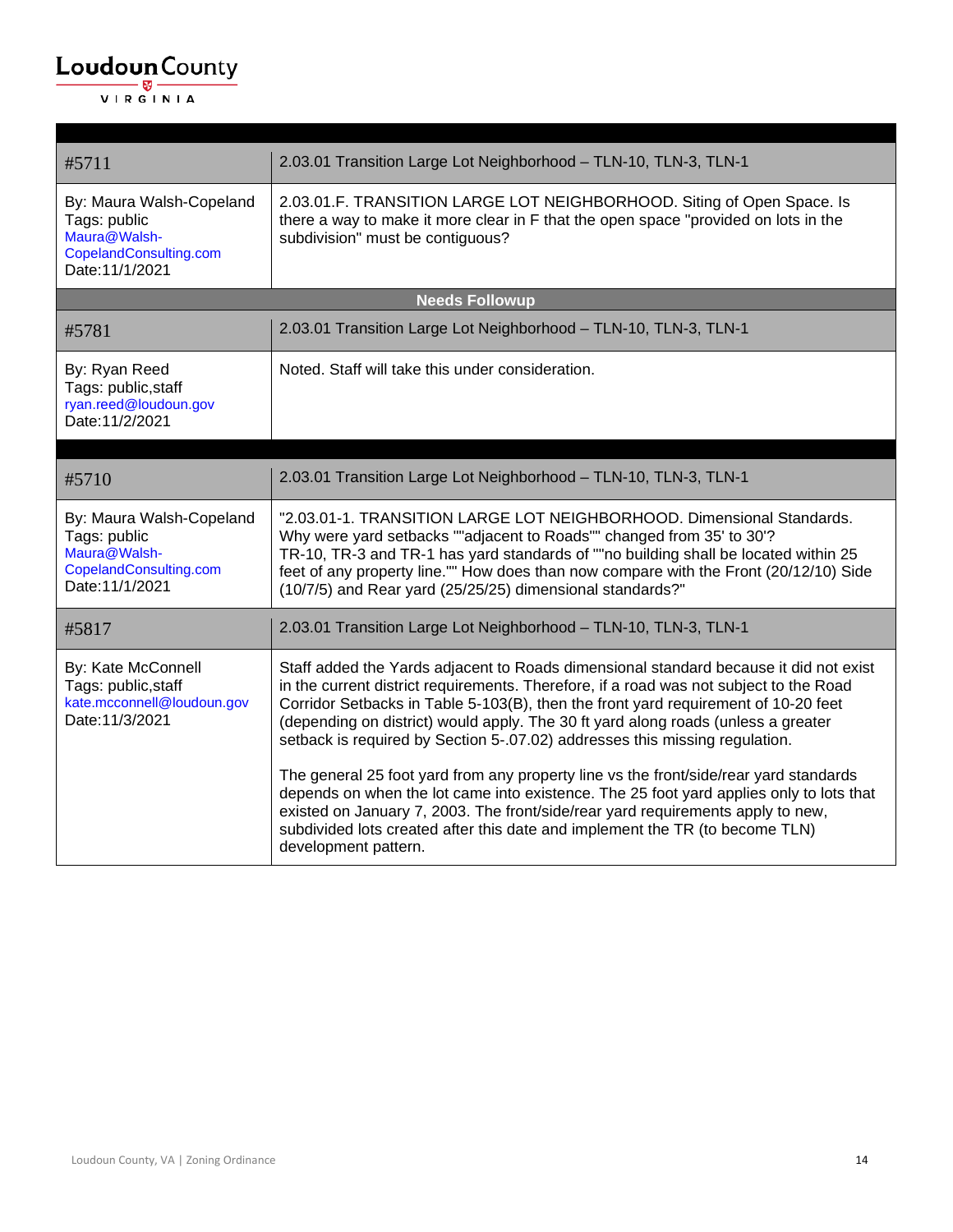| #5711 | 2.03.01 Transition Large Lot Neighborhood – TLN-10, TLN-3, TLN-1 |
|---|---|
| By: Maura Walsh-Copeland<br>Tags: public<br>Maura@Walsh-CopelandConsulting.com<br>Date:11/1/2021 | 2.03.01.F. TRANSITION LARGE LOT NEIGHBORHOOD. Siting of Open Space. Is there a way to make it more clear in F that the open space "provided on lots in the subdivision" must be contiguous? |
| **Needs Followup** | |
| #5781 | 2.03.01 Transition Large Lot Neighborhood – TLN-10, TLN-3, TLN-1 |
| By: Ryan Reed<br>Tags: public,staff<br>ryan.reed@loudoun.gov<br>Date:11/2/2021 | Noted. Staff will take this under consideration. |

| #5710 | 2.03.01 Transition Large Lot Neighborhood – TLN-10, TLN-3, TLN-1 |
|---|---|
| By: Maura Walsh-Copeland<br>Tags: public<br>Maura@Walsh-CopelandConsulting.com<br>Date:11/1/2021 | "2.03.01-1. TRANSITION LARGE LOT NEIGHBORHOOD. Dimensional Standards. Why were yard setbacks ""adjacent to Roads"" changed from 35' to 30'?<br>TR-10, TR-3 and TR-1 has yard standards of ""no building shall be located within 25 feet of any property line."" How does than now compare with the Front (20/12/10) Side (10/7/5) and Rear yard (25/25/25) dimensional standards?" |
| #5817 | 2.03.01 Transition Large Lot Neighborhood – TLN-10, TLN-3, TLN-1 |
| By: Kate McConnell<br>Tags: public,staff<br>kate.mcconnell@loudoun.gov<br>Date:11/3/2021 | Staff added the Yards adjacent to Roads dimensional standard because it did not exist in the current district requirements. Therefore, if a road was not subject to the Road Corridor Setbacks in Table 5-103(B), then the front yard requirement of 10-20 feet (depending on district) would apply. The 30 ft yard along roads (unless a greater setback is required by Section 5-.07.02) addresses this missing regulation.<br><br>The general 25 foot yard from any property line vs the front/side/rear yard standards depends on when the lot came into existence. The 25 foot yard applies only to lots that existed on January 7, 2003. The front/side/rear yard requirements apply to new, subdivided lots created after this date and implement the TR (to become TLN) development pattern. |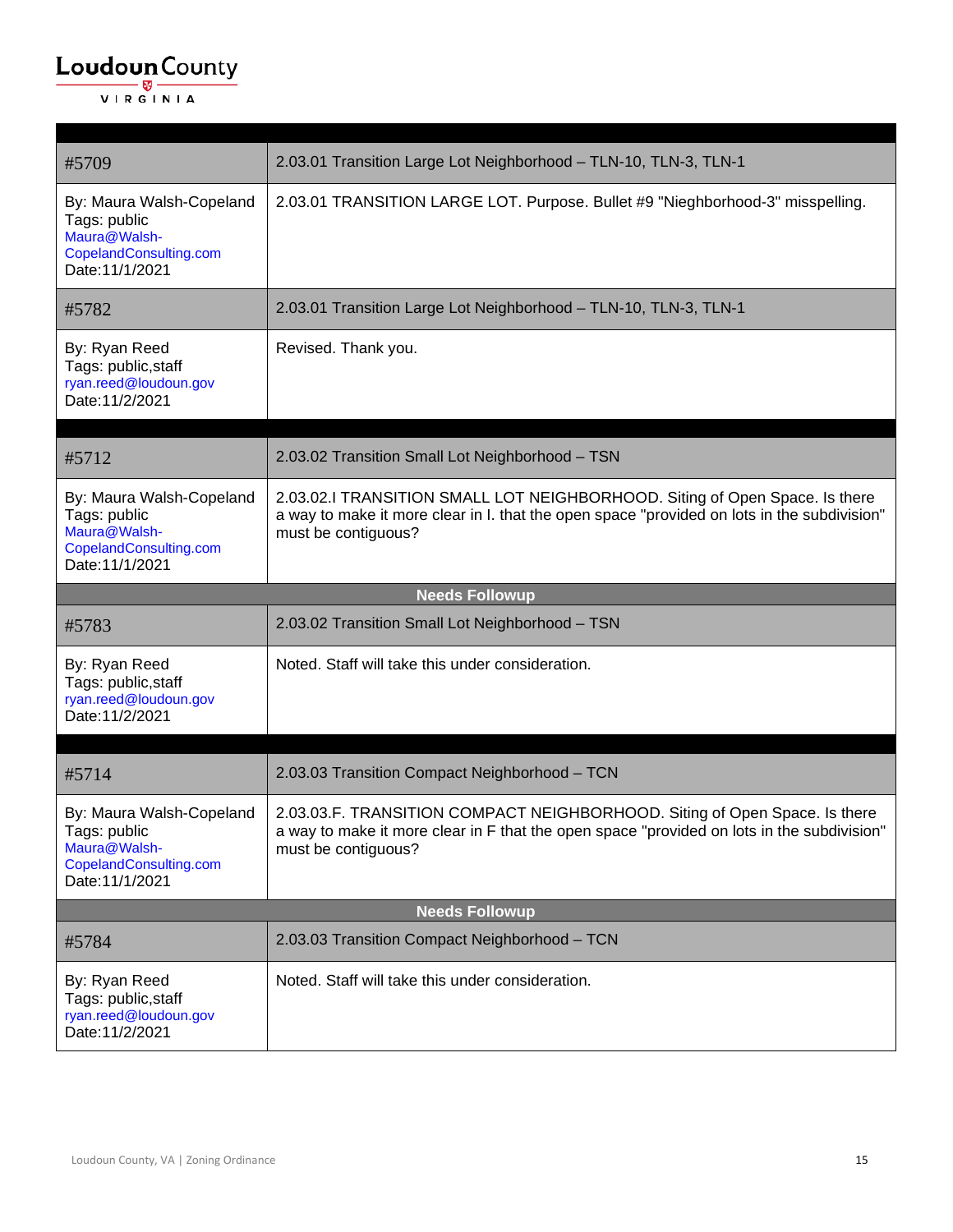| | |
|---|---|
| #5709 | 2.03.01 Transition Large Lot Neighborhood – TLN-10, TLN-3, TLN-1 |
| By: Maura Walsh-Copeland<br>Tags: public<br>Maura@Walsh-CopelandConsulting.com<br>Date:11/1/2021 | 2.03.01 TRANSITION LARGE LOT. Purpose. Bullet #9 "Nieghborhood-3" misspelling. |
| #5782 | 2.03.01 Transition Large Lot Neighborhood – TLN-10, TLN-3, TLN-1 |
| By: Ryan Reed<br>Tags: public,staff<br>ryan.reed@loudoun.gov<br>Date:11/2/2021 | Revised. Thank you. |

| | |
|---|---|
| #5712 | 2.03.02 Transition Small Lot Neighborhood – TSN |
| By: Maura Walsh-Copeland<br>Tags: public<br>Maura@Walsh-CopelandConsulting.com<br>Date:11/1/2021 | 2.03.02.I TRANSITION SMALL LOT NEIGHBORHOOD. Siting of Open Space. Is there a way to make it more clear in I. that the open space "provided on lots in the subdivision" must be contiguous? |
| **Needs Followup** | |
| #5783 | 2.03.02 Transition Small Lot Neighborhood – TSN |
| By: Ryan Reed<br>Tags: public,staff<br>ryan.reed@loudoun.gov<br>Date:11/2/2021 | Noted. Staff will take this under consideration. |

| | |
|---|---|
| #5714 | 2.03.03 Transition Compact Neighborhood – TCN |
| By: Maura Walsh-Copeland<br>Tags: public<br>Maura@Walsh-CopelandConsulting.com<br>Date:11/1/2021 | 2.03.03.F. TRANSITION COMPACT NEIGHBORHOOD. Siting of Open Space. Is there a way to make it more clear in F that the open space "provided on lots in the subdivision" must be contiguous? |
| **Needs Followup** | |
| #5784 | 2.03.03 Transition Compact Neighborhood – TCN |
| By: Ryan Reed<br>Tags: public,staff<br>ryan.reed@loudoun.gov<br>Date:11/2/2021 | Noted. Staff will take this under consideration. |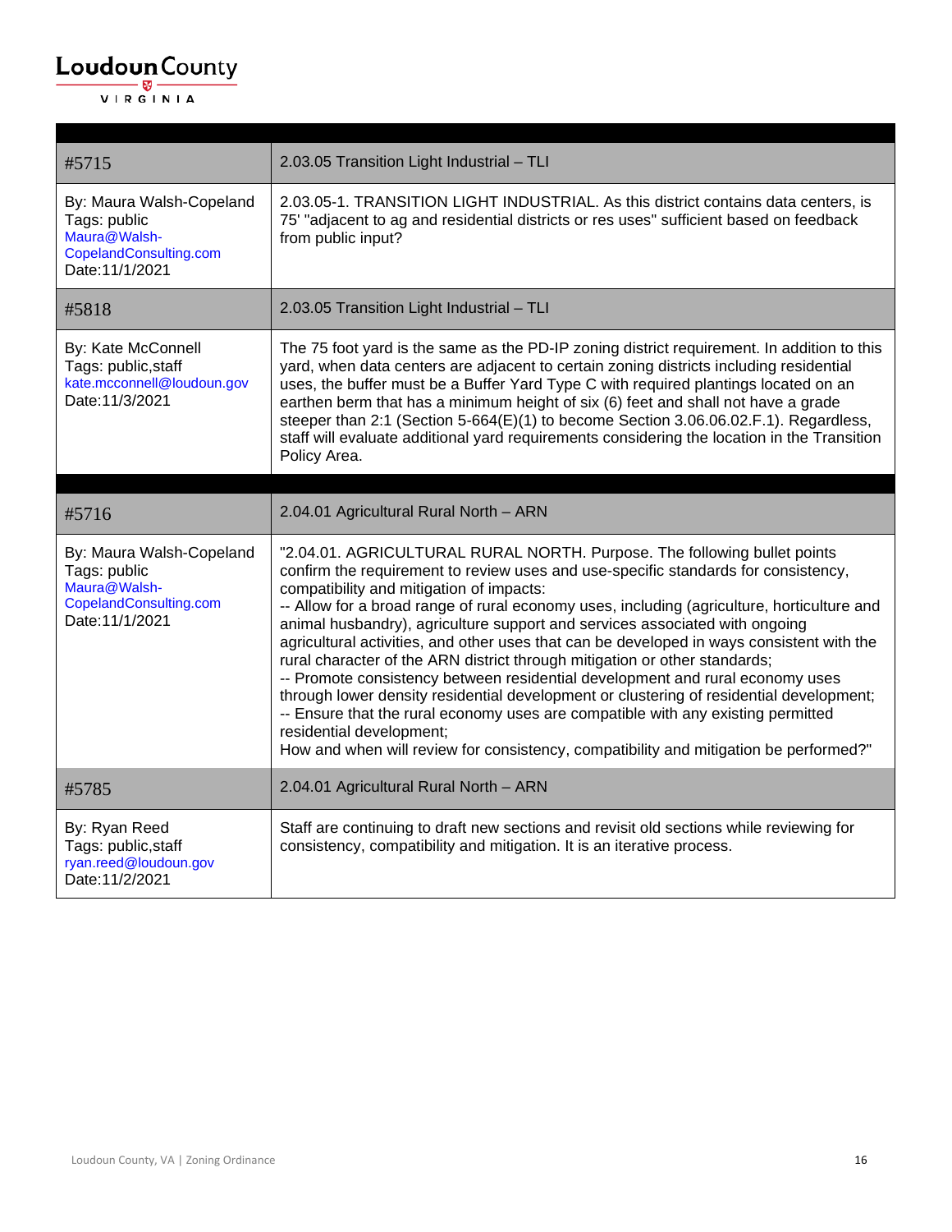| | |
|---|---|
| #5715 | 2.03.05 Transition Light Industrial – TLI |
| By: Maura Walsh-Copeland<br>Tags: public<br>Maura@Walsh-CopelandConsulting.com<br>Date:11/1/2021 | 2.03.05-1. TRANSITION LIGHT INDUSTRIAL. As this district contains data centers, is 75' "adjacent to ag and residential districts or res uses" sufficient based on feedback from public input? |
| #5818 | 2.03.05 Transition Light Industrial – TLI |
| By: Kate McConnell<br>Tags: public,staff<br>kate.mcconnell@loudoun.gov<br>Date:11/3/2021 | The 75 foot yard is the same as the PD-IP zoning district requirement. In addition to this yard, when data centers are adjacent to certain zoning districts including residential uses, the buffer must be a Buffer Yard Type C with required plantings located on an earthen berm that has a minimum height of six (6) feet and shall not have a grade steeper than 2:1 (Section 5-664(E)(1) to become Section 3.06.06.02.F.1). Regardless, staff will evaluate additional yard requirements considering the location in the Transition Policy Area. |

| | |
|---|---|
| #5716 | 2.04.01 Agricultural Rural North – ARN |
| By: Maura Walsh-Copeland<br>Tags: public<br>Maura@Walsh-CopelandConsulting.com<br>Date:11/1/2021 | "2.04.01. AGRICULTURAL RURAL NORTH. Purpose. The following bullet points confirm the requirement to review uses and use-specific standards for consistency, compatibility and mitigation of impacts:<br>-- Allow for a broad range of rural economy uses, including (agriculture, horticulture and animal husbandry), agriculture support and services associated with ongoing agricultural activities, and other uses that can be developed in ways consistent with the rural character of the ARN district through mitigation or other standards;<br>-- Promote consistency between residential development and rural economy uses through lower density residential development or clustering of residential development;<br>-- Ensure that the rural economy uses are compatible with any existing permitted residential development;<br>How and when will review for consistency, compatibility and mitigation be performed?" |
| #5785 | 2.04.01 Agricultural Rural North – ARN |
| By: Ryan Reed<br>Tags: public,staff<br>ryan.reed@loudoun.gov<br>Date:11/2/2021 | Staff are continuing to draft new sections and revisit old sections while reviewing for consistency, compatibility and mitigation. It is an iterative process. |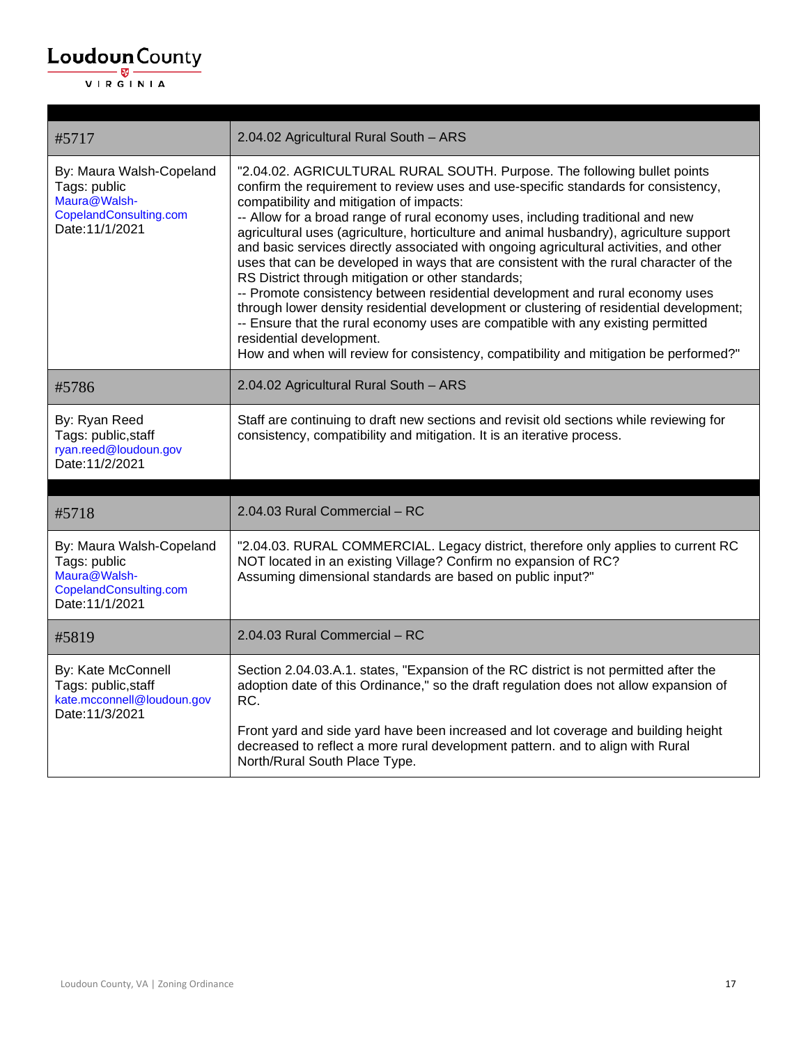| | |
|---|---|
| #5717 | 2.04.02 Agricultural Rural South – ARS |
| By: Maura Walsh-Copeland<br>Tags: public<br>Maura@Walsh-CopelandConsulting.com<br>Date:11/1/2021 | "2.04.02. AGRICULTURAL RURAL SOUTH. Purpose. The following bullet points confirm the requirement to review uses and use-specific standards for consistency, compatibility and mitigation of impacts:<br>-- Allow for a broad range of rural economy uses, including traditional and new agricultural uses (agriculture, horticulture and animal husbandry), agriculture support and basic services directly associated with ongoing agricultural activities, and other uses that can be developed in ways that are consistent with the rural character of the RS District through mitigation or other standards;<br>-- Promote consistency between residential development and rural economy uses through lower density residential development or clustering of residential development;<br>-- Ensure that the rural economy uses are compatible with any existing permitted residential development.<br>How and when will review for consistency, compatibility and mitigation be performed?" |
| #5786 | 2.04.02 Agricultural Rural South – ARS |
| By: Ryan Reed<br>Tags: public,staff<br>ryan.reed@loudoun.gov<br>Date:11/2/2021 | Staff are continuing to draft new sections and revisit old sections while reviewing for consistency, compatibility and mitigation. It is an iterative process. |

| | |
|---|---|
| #5718 | 2.04.03 Rural Commercial – RC |
| By: Maura Walsh-Copeland<br>Tags: public<br>Maura@Walsh-CopelandConsulting.com<br>Date:11/1/2021 | "2.04.03. RURAL COMMERCIAL. Legacy district, therefore only applies to current RC NOT located in an existing Village? Confirm no expansion of RC?<br>Assuming dimensional standards are based on public input?" |
| #5819 | 2.04.03 Rural Commercial – RC |
| By: Kate McConnell<br>Tags: public,staff<br>kate.mcconnell@loudoun.gov<br>Date:11/3/2021 | Section 2.04.03.A.1. states, "Expansion of the RC district is not permitted after the adoption date of this Ordinance," so the draft regulation does not allow expansion of RC.<br><br>Front yard and side yard have been increased and lot coverage and building height decreased to reflect a more rural development pattern. and to align with Rural North/Rural South Place Type. |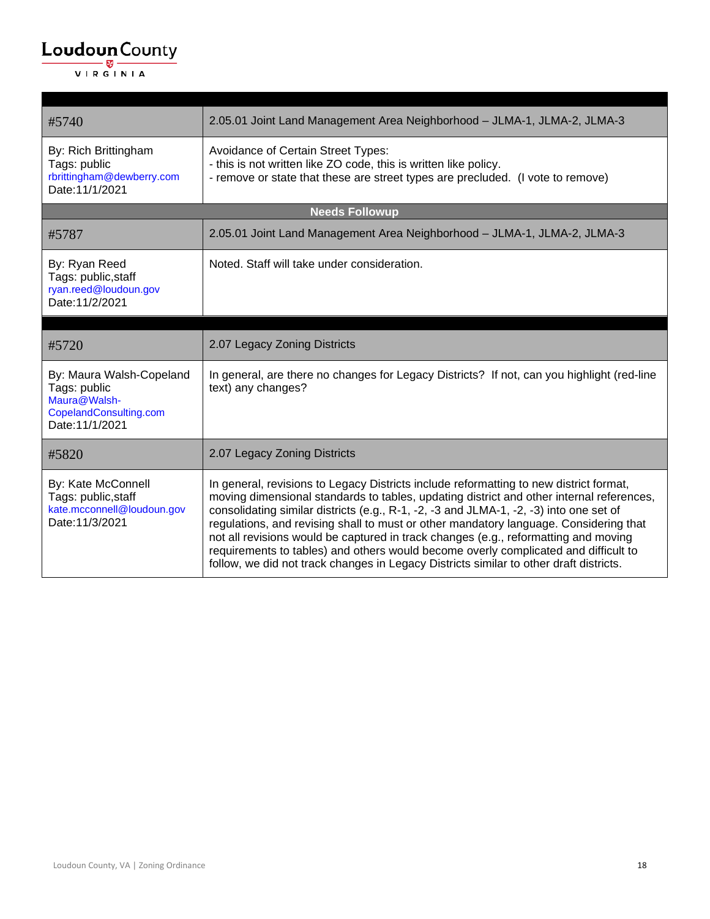| #5740 | 2.05.01 Joint Land Management Area Neighborhood – JLMA-1, JLMA-2, JLMA-3 |
|---|---|
| By: Rich Brittingham<br>Tags: public<br>rbrittingham@dewberry.com<br>Date:11/1/2021 | Avoidance of Certain Street Types:<br>- this is not written like ZO code, this is written like policy.<br>- remove or state that these are street types are precluded. (I vote to remove) |
| **Needs Followup** | |
| #5787 | 2.05.01 Joint Land Management Area Neighborhood – JLMA-1, JLMA-2, JLMA-3 |
| By: Ryan Reed<br>Tags: public,staff<br>ryan.reed@loudoun.gov<br>Date:11/2/2021 | Noted. Staff will take under consideration. |

| #5720 | 2.07 Legacy Zoning Districts |
|---|---|
| By: Maura Walsh-Copeland<br>Tags: public<br>Maura@Walsh-CopelandConsulting.com<br>Date:11/1/2021 | In general, are there no changes for Legacy Districts? If not, can you highlight (red-line text) any changes? |
| #5820 | 2.07 Legacy Zoning Districts |
| By: Kate McConnell<br>Tags: public,staff<br>kate.mcconnell@loudoun.gov<br>Date:11/3/2021 | In general, revisions to Legacy Districts include reformatting to new district format, moving dimensional standards to tables, updating district and other internal references, consolidating similar districts (e.g., R-1, -2, -3 and JLMA-1, -2, -3) into one set of regulations, and revising shall to must or other mandatory language. Considering that not all revisions would be captured in track changes (e.g., reformatting and moving requirements to tables) and others would become overly complicated and difficult to follow, we did not track changes in Legacy Districts similar to other draft districts. |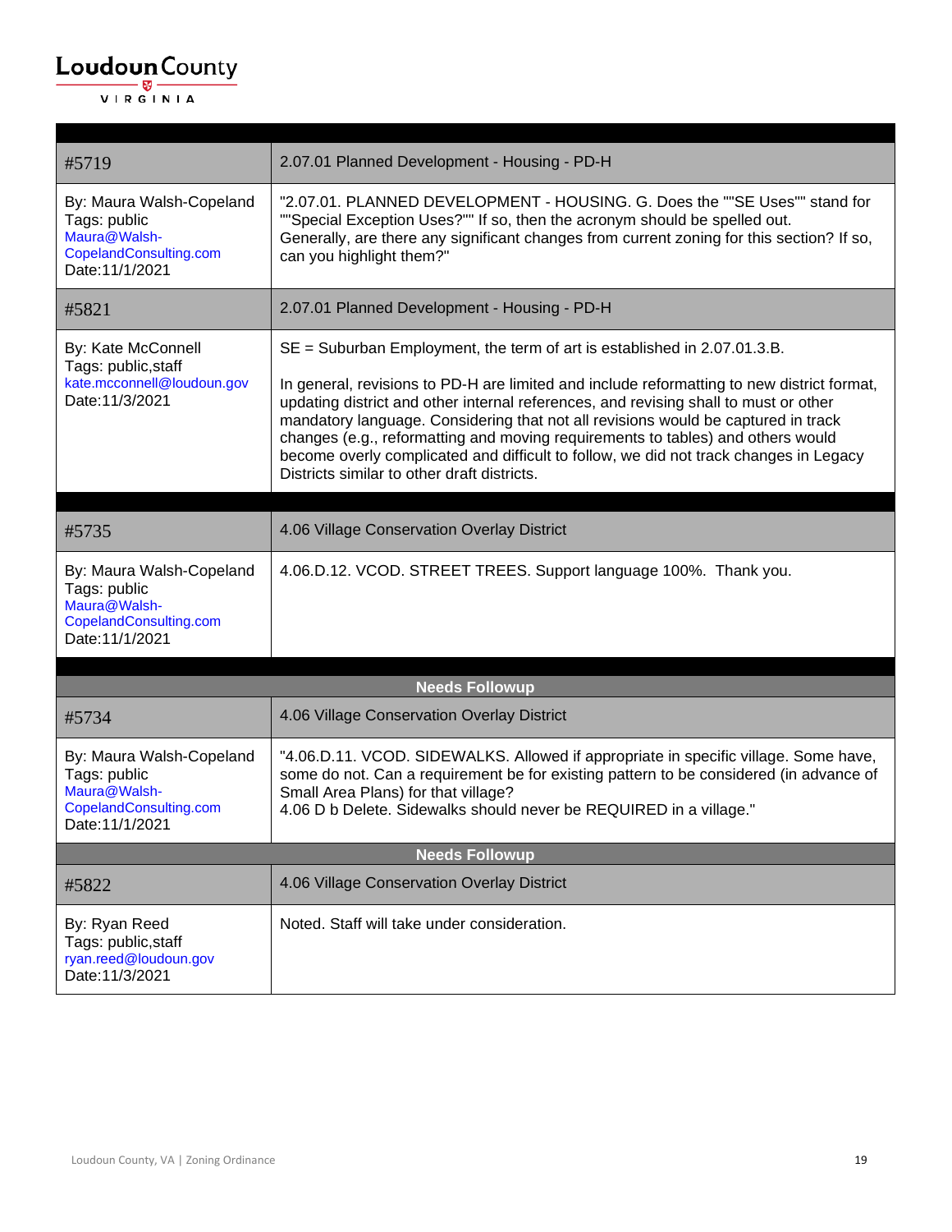| #5719 | 2.07.01 Planned Development - Housing - PD-H |
|---|---|
| By: Maura Walsh-Copeland<br>Tags: public<br>Maura@Walsh-CopelandConsulting.com<br>Date:11/1/2021 | "2.07.01. PLANNED DEVELOPMENT - HOUSING. G. Does the ""SE Uses"" stand for ""Special Exception Uses?"" If so, then the acronym should be spelled out. Generally, are there any significant changes from current zoning for this section? If so, can you highlight them?" |
| #5821 | 2.07.01 Planned Development - Housing - PD-H |
| By: Kate McConnell<br>Tags: public,staff<br>kate.mcconnell@loudoun.gov<br>Date:11/3/2021 | SE = Suburban Employment, the term of art is established in 2.07.01.3.B.<br><br>In general, revisions to PD-H are limited and include reformatting to new district format, updating district and other internal references, and revising shall to must or other mandatory language. Considering that not all revisions would be captured in track changes (e.g., reformatting and moving requirements to tables) and others would become overly complicated and difficult to follow, we did not track changes in Legacy Districts similar to other draft districts. |

| #5735 | 4.06 Village Conservation Overlay District |
|---|---|
| By: Maura Walsh-Copeland<br>Tags: public<br>Maura@Walsh-CopelandConsulting.com<br>Date:11/1/2021 | 4.06.D.12. VCOD. STREET TREES. Support language 100%. Thank you. |

**Needs Followup**

| #5734 | 4.06 Village Conservation Overlay District |
|---|---|
| By: Maura Walsh-Copeland<br>Tags: public<br>Maura@Walsh-CopelandConsulting.com<br>Date:11/1/2021 | "4.06.D.11. VCOD. SIDEWALKS. Allowed if appropriate in specific village. Some have, some do not. Can a requirement be for existing pattern to be considered (in advance of Small Area Plans) for that village?<br>4.06 D b Delete. Sidewalks should never be REQUIRED in a village." |

**Needs Followup**

| #5822 | 4.06 Village Conservation Overlay District |
|---|---|
| By: Ryan Reed<br>Tags: public,staff<br>ryan.reed@loudoun.gov<br>Date:11/3/2021 | Noted. Staff will take under consideration. |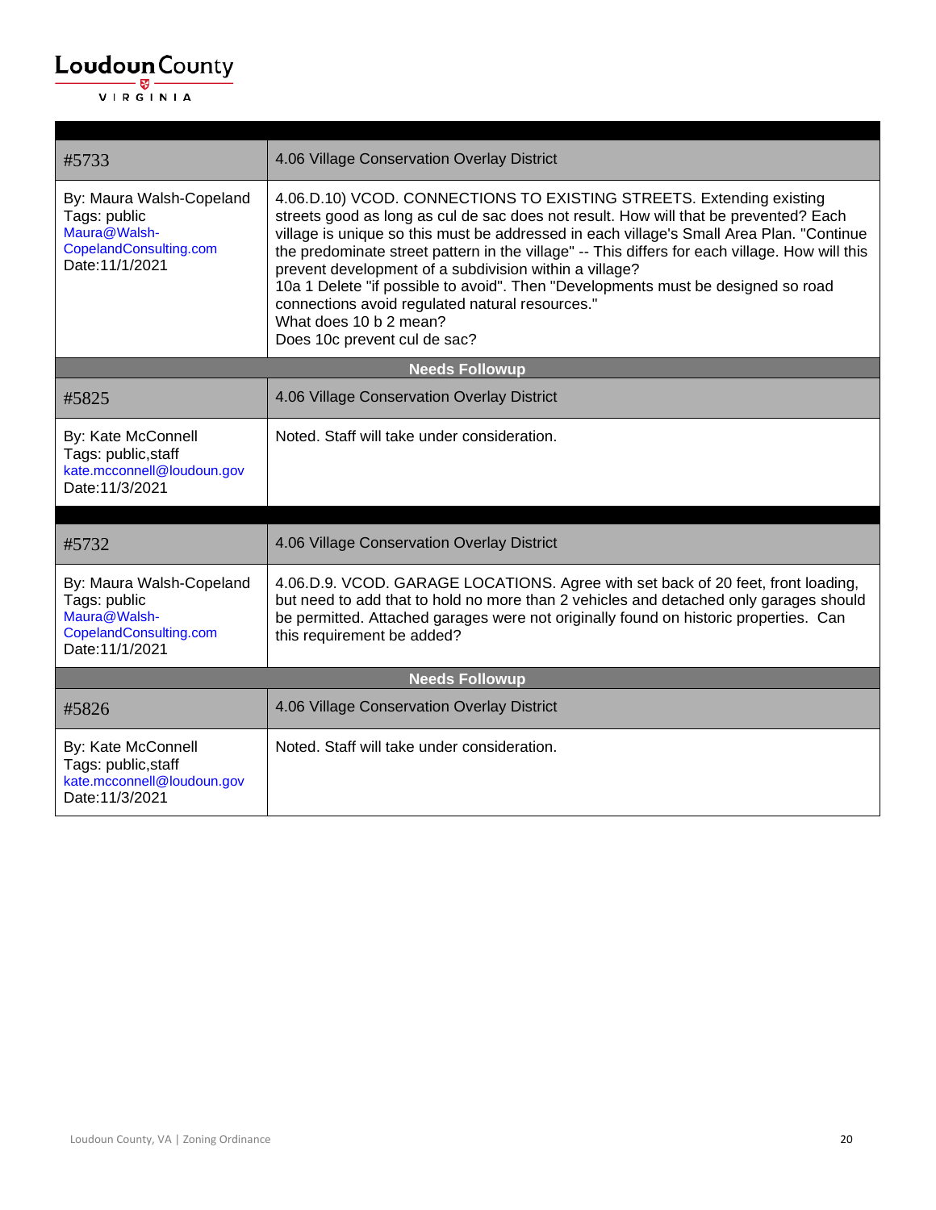| #5733 | 4.06 Village Conservation Overlay District |
|---|---|
| By: Maura Walsh-Copeland<br>Tags: public<br>Maura@Walsh-CopelandConsulting.com<br>Date:11/1/2021 | 4.06.D.10) VCOD. CONNECTIONS TO EXISTING STREETS. Extending existing streets good as long as cul de sac does not result. How will that be prevented? Each village is unique so this must be addressed in each village's Small Area Plan. "Continue the predominate street pattern in the village" -- This differs for each village. How will this prevent development of a subdivision within a village?<br>10a 1 Delete "if possible to avoid". Then "Developments must be designed so road connections avoid regulated natural resources."<br>What does 10 b 2 mean?<br>Does 10c prevent cul de sac? |
| **Needs Followup** | |
| #5825 | 4.06 Village Conservation Overlay District |
| By: Kate McConnell<br>Tags: public,staff<br>kate.mcconnell@loudoun.gov<br>Date:11/3/2021 | Noted. Staff will take under consideration. |

| #5732 | 4.06 Village Conservation Overlay District |
|---|---|
| By: Maura Walsh-Copeland<br>Tags: public<br>Maura@Walsh-CopelandConsulting.com<br>Date:11/1/2021 | 4.06.D.9. VCOD. GARAGE LOCATIONS. Agree with set back of 20 feet, front loading, but need to add that to hold no more than 2 vehicles and detached only garages should be permitted. Attached garages were not originally found on historic properties. Can this requirement be added? |
| **Needs Followup** | |
| #5826 | 4.06 Village Conservation Overlay District |
| By: Kate McConnell<br>Tags: public,staff<br>kate.mcconnell@loudoun.gov<br>Date:11/3/2021 | Noted. Staff will take under consideration. |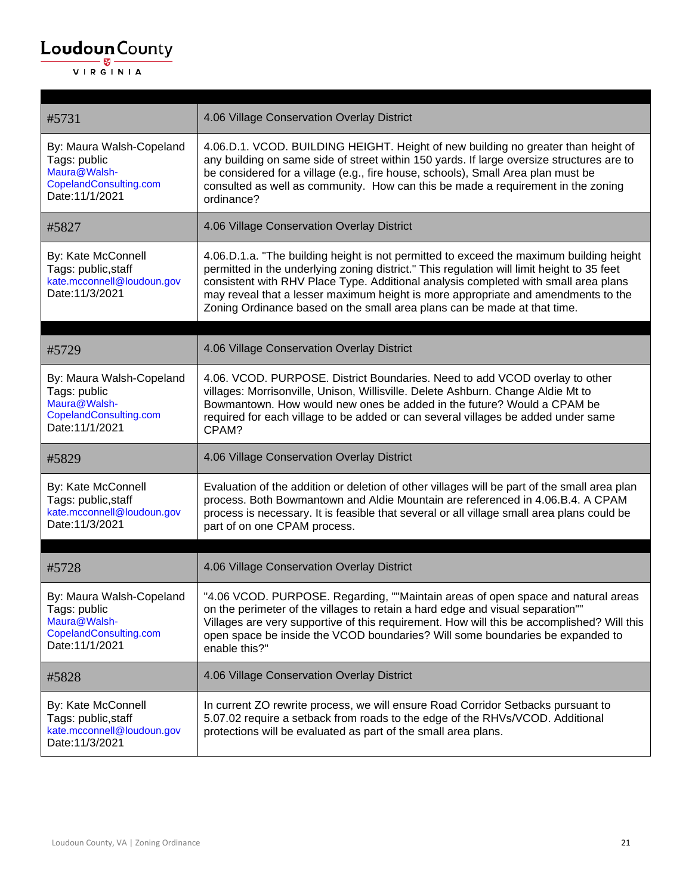| | |
|---|---|
| #5731 | 4.06 Village Conservation Overlay District |
| By: Maura Walsh-Copeland<br>Tags: public<br>Maura@Walsh-CopelandConsulting.com<br>Date:11/1/2021 | 4.06.D.1. VCOD. BUILDING HEIGHT. Height of new building no greater than height of any building on same side of street within 150 yards. If large oversize structures are to be considered for a village (e.g., fire house, schools), Small Area plan must be consulted as well as community. How can this be made a requirement in the zoning ordinance? |
| #5827 | 4.06 Village Conservation Overlay District |
| By: Kate McConnell<br>Tags: public,staff<br>kate.mcconnell@loudoun.gov<br>Date:11/3/2021 | 4.06.D.1.a. "The building height is not permitted to exceed the maximum building height permitted in the underlying zoning district." This regulation will limit height to 35 feet consistent with RHV Place Type. Additional analysis completed with small area plans may reveal that a lesser maximum height is more appropriate and amendments to the Zoning Ordinance based on the small area plans can be made at that time. |

| | |
|---|---|
| #5729 | 4.06 Village Conservation Overlay District |
| By: Maura Walsh-Copeland<br>Tags: public<br>Maura@Walsh-CopelandConsulting.com<br>Date:11/1/2021 | 4.06. VCOD. PURPOSE. District Boundaries. Need to add VCOD overlay to other villages: Morrisonville, Unison, Willisville. Delete Ashburn. Change Aldie Mt to Bowmantown. How would new ones be added in the future? Would a CPAM be required for each village to be added or can several villages be added under same CPAM? |
| #5829 | 4.06 Village Conservation Overlay District |
| By: Kate McConnell<br>Tags: public,staff<br>kate.mcconnell@loudoun.gov<br>Date:11/3/2021 | Evaluation of the addition or deletion of other villages will be part of the small area plan process. Both Bowmantown and Aldie Mountain are referenced in 4.06.B.4. A CPAM process is necessary. It is feasible that several or all village small area plans could be part of on one CPAM process. |

| | |
|---|---|
| #5728 | 4.06 Village Conservation Overlay District |
| By: Maura Walsh-Copeland<br>Tags: public<br>Maura@Walsh-CopelandConsulting.com<br>Date:11/1/2021 | "4.06 VCOD. PURPOSE. Regarding, ""Maintain areas of open space and natural areas on the perimeter of the villages to retain a hard edge and visual separation"" Villages are very supportive of this requirement. How will this be accomplished? Will this open space be inside the VCOD boundaries? Will some boundaries be expanded to enable this?" |
| #5828 | 4.06 Village Conservation Overlay District |
| By: Kate McConnell<br>Tags: public,staff<br>kate.mcconnell@loudoun.gov<br>Date:11/3/2021 | In current ZO rewrite process, we will ensure Road Corridor Setbacks pursuant to 5.07.02 require a setback from roads to the edge of the RHVs/VCOD. Additional protections will be evaluated as part of the small area plans. |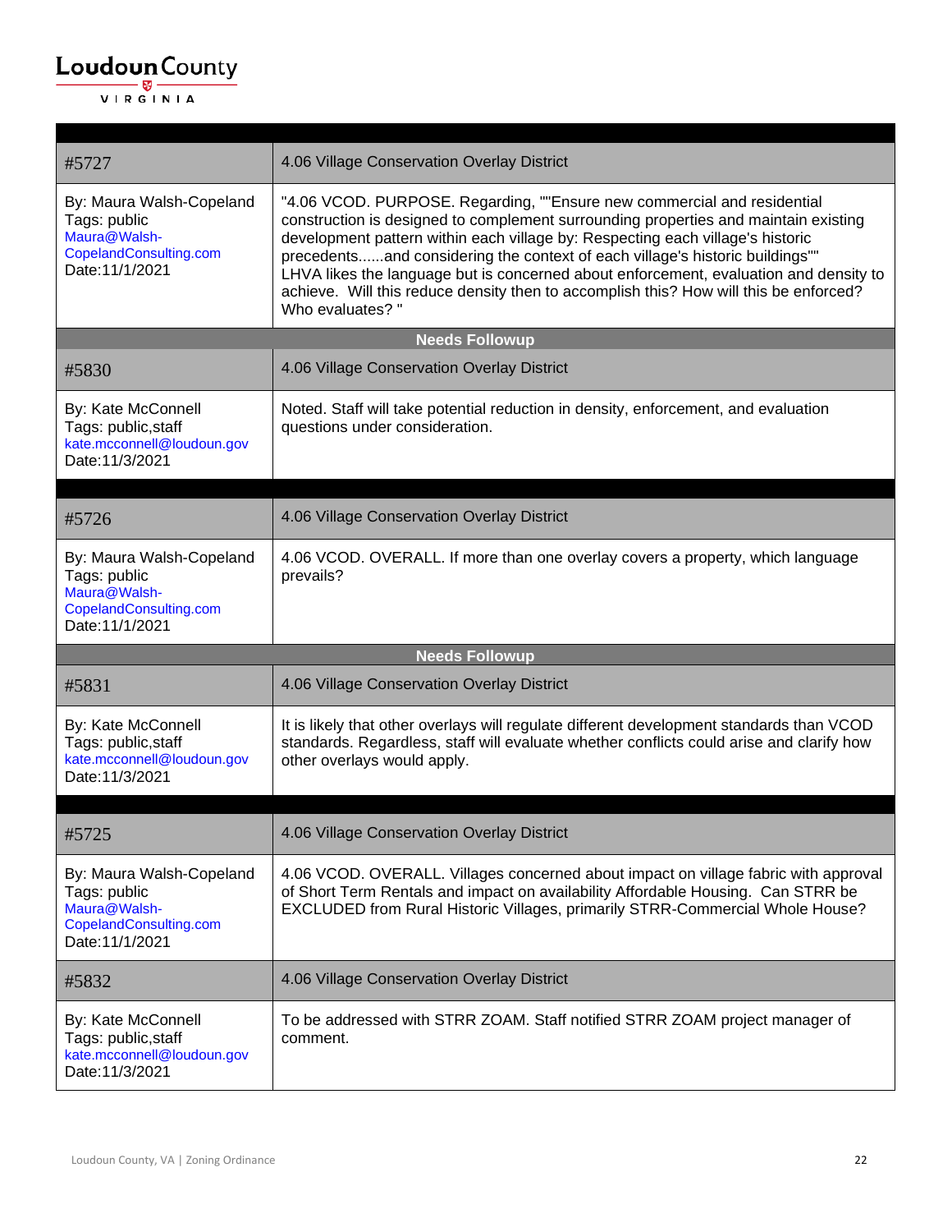| #5727 | 4.06 Village Conservation Overlay District |
|---|---|
| By: Maura Walsh-Copeland<br>Tags: public<br>Maura@Walsh-CopelandConsulting.com<br>Date:11/1/2021 | "4.06 VCOD. PURPOSE. Regarding, ""Ensure new commercial and residential construction is designed to complement surrounding properties and maintain existing development pattern within each village by: Respecting each village's historic precedents......and considering the context of each village's historic buildings""<br>LHVA likes the language but is concerned about enforcement, evaluation and density to achieve. Will this reduce density then to accomplish this? How will this be enforced? Who evaluates? " |
| **Needs Followup** | |
| #5830 | 4.06 Village Conservation Overlay District |
| By: Kate McConnell<br>Tags: public,staff<br>kate.mcconnell@loudoun.gov<br>Date:11/3/2021 | Noted. Staff will take potential reduction in density, enforcement, and evaluation questions under consideration. |

| #5726 | 4.06 Village Conservation Overlay District |
|---|---|
| By: Maura Walsh-Copeland<br>Tags: public<br>Maura@Walsh-CopelandConsulting.com<br>Date:11/1/2021 | 4.06 VCOD. OVERALL. If more than one overlay covers a property, which language prevails? |
| **Needs Followup** | |
| #5831 | 4.06 Village Conservation Overlay District |
| By: Kate McConnell<br>Tags: public,staff<br>kate.mcconnell@loudoun.gov<br>Date:11/3/2021 | It is likely that other overlays will regulate different development standards than VCOD standards. Regardless, staff will evaluate whether conflicts could arise and clarify how other overlays would apply. |

| #5725 | 4.06 Village Conservation Overlay District |
|---|---|
| By: Maura Walsh-Copeland<br>Tags: public<br>Maura@Walsh-CopelandConsulting.com<br>Date:11/1/2021 | 4.06 VCOD. OVERALL. Villages concerned about impact on village fabric with approval of Short Term Rentals and impact on availability Affordable Housing. Can STRR be EXCLUDED from Rural Historic Villages, primarily STRR-Commercial Whole House? |
| #5832 | 4.06 Village Conservation Overlay District |
| By: Kate McConnell<br>Tags: public,staff<br>kate.mcconnell@loudoun.gov<br>Date:11/3/2021 | To be addressed with STRR ZOAM. Staff notified STRR ZOAM project manager of comment. |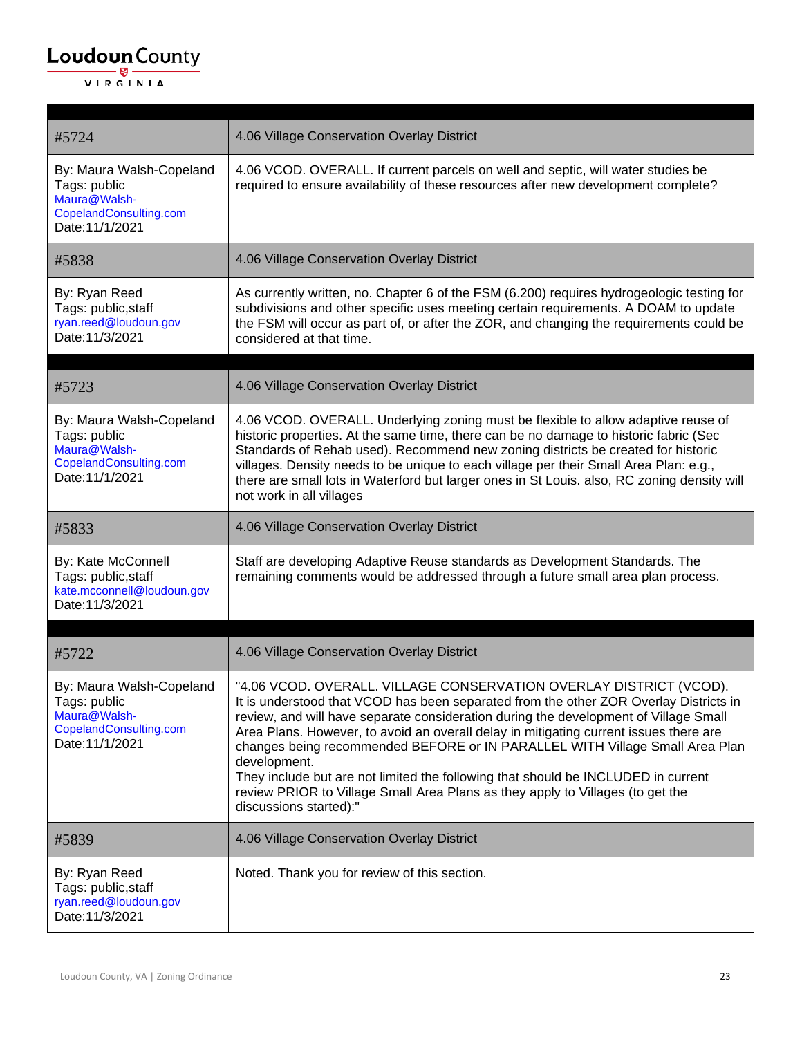| #5724 | 4.06 Village Conservation Overlay District |
|---|---|
| By: Maura Walsh-Copeland<br>Tags: public<br>Maura@Walsh-CopelandConsulting.com<br>Date:11/1/2021 | 4.06 VCOD. OVERALL. If current parcels on well and septic, will water studies be required to ensure availability of these resources after new development complete? |
| #5838 | 4.06 Village Conservation Overlay District |
| By: Ryan Reed<br>Tags: public,staff<br>ryan.reed@loudoun.gov<br>Date:11/3/2021 | As currently written, no. Chapter 6 of the FSM (6.200) requires hydrogeologic testing for subdivisions and other specific uses meeting certain requirements. A DOAM to update the FSM will occur as part of, or after the ZOR, and changing the requirements could be considered at that time. |

| #5723 | 4.06 Village Conservation Overlay District |
|---|---|
| By: Maura Walsh-Copeland<br>Tags: public<br>Maura@Walsh-CopelandConsulting.com<br>Date:11/1/2021 | 4.06 VCOD. OVERALL. Underlying zoning must be flexible to allow adaptive reuse of historic properties. At the same time, there can be no damage to historic fabric (Sec Standards of Rehab used). Recommend new zoning districts be created for historic villages. Density needs to be unique to each village per their Small Area Plan: e.g., there are small lots in Waterford but larger ones in St Louis. also, RC zoning density will not work in all villages |
| #5833 | 4.06 Village Conservation Overlay District |
| By: Kate McConnell<br>Tags: public,staff<br>kate.mcconnell@loudoun.gov<br>Date:11/3/2021 | Staff are developing Adaptive Reuse standards as Development Standards. The remaining comments would be addressed through a future small area plan process. |

| #5722 | 4.06 Village Conservation Overlay District |
|---|---|
| By: Maura Walsh-Copeland<br>Tags: public<br>Maura@Walsh-CopelandConsulting.com<br>Date:11/1/2021 | "4.06 VCOD. OVERALL. VILLAGE CONSERVATION OVERLAY DISTRICT (VCOD). It is understood that VCOD has been separated from the other ZOR Overlay Districts in review, and will have separate consideration during the development of Village Small Area Plans. However, to avoid an overall delay in mitigating current issues there are changes being recommended BEFORE or IN PARALLEL WITH Village Small Area Plan development.<br>They include but are not limited the following that should be INCLUDED in current review PRIOR to Village Small Area Plans as they apply to Villages (to get the discussions started):" |
| #5839 | 4.06 Village Conservation Overlay District |
| By: Ryan Reed<br>Tags: public,staff<br>ryan.reed@loudoun.gov<br>Date:11/3/2021 | Noted. Thank you for review of this section. |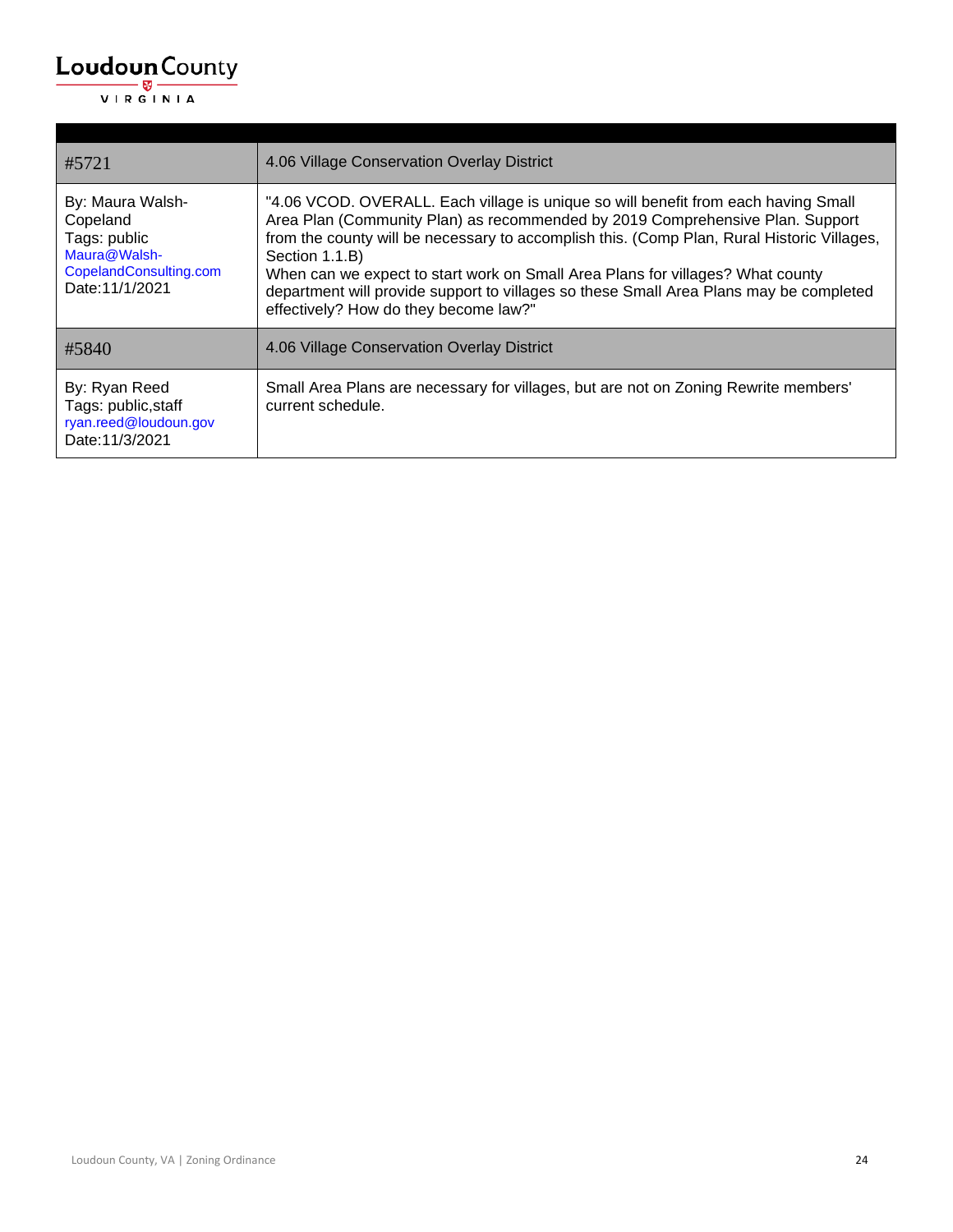| | |
|---|---|
| #5721 | 4.06 Village Conservation Overlay District |
| By: Maura Walsh-Copeland<br>Tags: public<br>Maura@Walsh-CopelandConsulting.com<br>Date:11/1/2021 | "4.06 VCOD. OVERALL. Each village is unique so will benefit from each having Small Area Plan (Community Plan) as recommended by 2019 Comprehensive Plan. Support from the county will be necessary to accomplish this. (Comp Plan, Rural Historic Villages, Section 1.1.B)<br>When can we expect to start work on Small Area Plans for villages? What county department will provide support to villages so these Small Area Plans may be completed effectively? How do they become law?" |
| #5840 | 4.06 Village Conservation Overlay District |
| By: Ryan Reed<br>Tags: public,staff<br>ryan.reed@loudoun.gov<br>Date:11/3/2021 | Small Area Plans are necessary for villages, but are not on Zoning Rewrite members' current schedule. |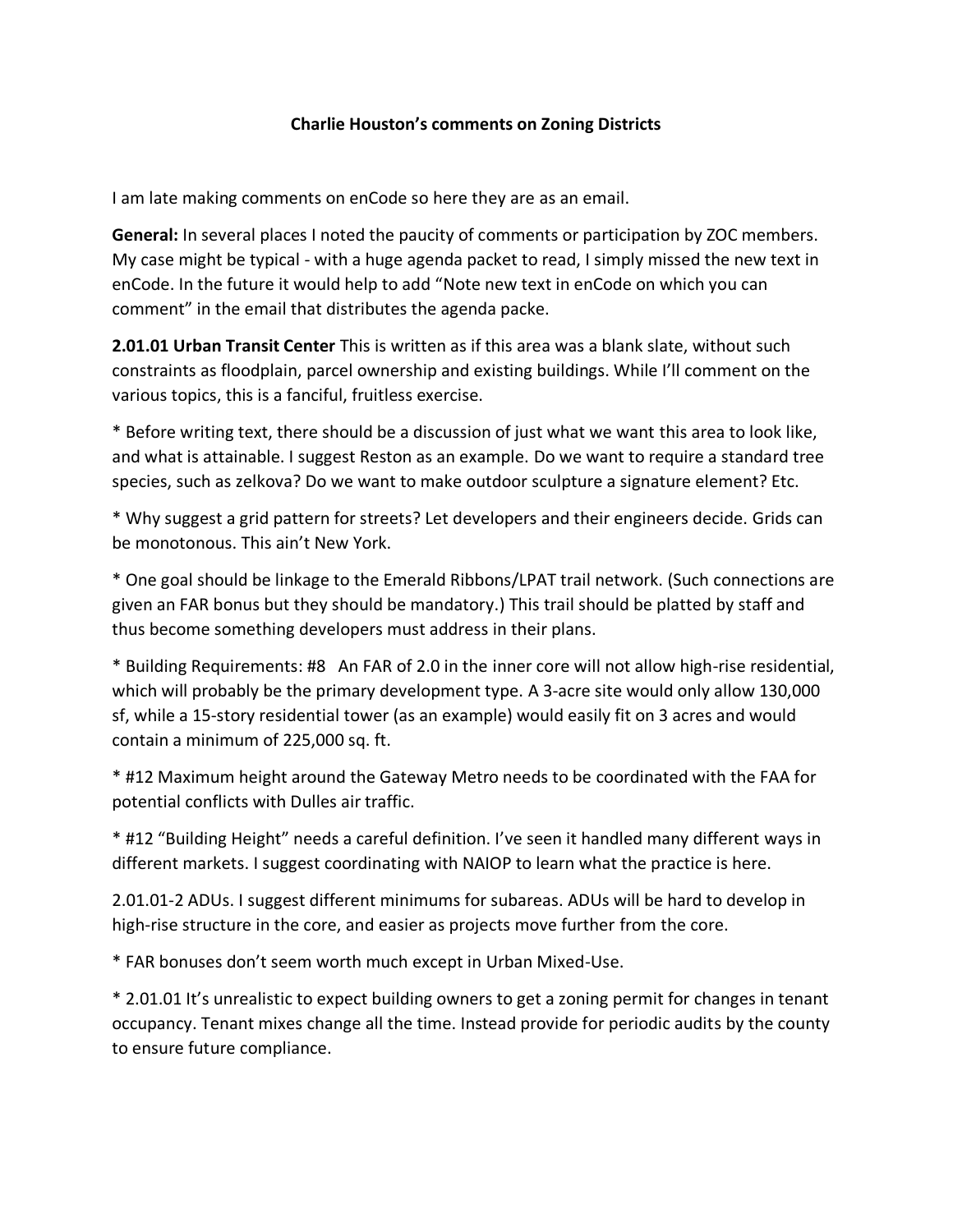**Charlie Houston's comments on Zoning Districts**

I am late making comments on enCode so here they are as an email.

**General:** In several places I noted the paucity of comments or participation by ZOC members. My case might be typical - with a huge agenda packet to read, I simply missed the new text in enCode. In the future it would help to add "Note new text in enCode on which you can comment" in the email that distributes the agenda packe.

**2.01.01 Urban Transit Center** This is written as if this area was a blank slate, without such constraints as floodplain, parcel ownership and existing buildings. While I'll comment on the various topics, this is a fanciful, fruitless exercise.

* Before writing text, there should be a discussion of just what we want this area to look like, and what is attainable. I suggest Reston as an example. Do we want to require a standard tree species, such as zelkova? Do we want to make outdoor sculpture a signature element? Etc.

* Why suggest a grid pattern for streets? Let developers and their engineers decide. Grids can be monotonous. This ain't New York.

* One goal should be linkage to the Emerald Ribbons/LPAT trail network. (Such connections are given an FAR bonus but they should be mandatory.) This trail should be platted by staff and thus become something developers must address in their plans.

* Building Requirements: #8 An FAR of 2.0 in the inner core will not allow high-rise residential, which will probably be the primary development type. A 3-acre site would only allow 130,000 sf, while a 15-story residential tower (as an example) would easily fit on 3 acres and would contain a minimum of 225,000 sq. ft.

* #12 Maximum height around the Gateway Metro needs to be coordinated with the FAA for potential conflicts with Dulles air traffic.

* #12 "Building Height" needs a careful definition. I've seen it handled many different ways in different markets. I suggest coordinating with NAIOP to learn what the practice is here.

2.01.01-2 ADUs. I suggest different minimums for subareas. ADUs will be hard to develop in high-rise structure in the core, and easier as projects move further from the core.

* FAR bonuses don't seem worth much except in Urban Mixed-Use.

* 2.01.01 It's unrealistic to expect building owners to get a zoning permit for changes in tenant occupancy. Tenant mixes change all the time. Instead provide for periodic audits by the county to ensure future compliance.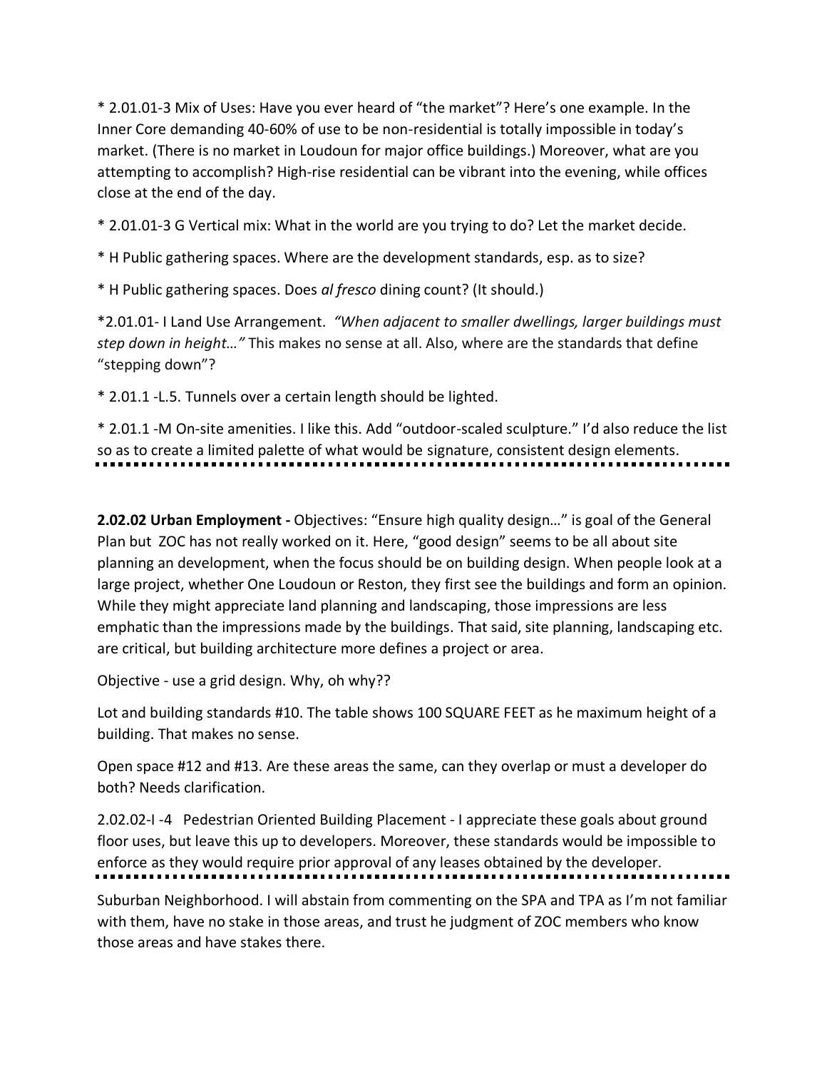* 2.01.01-3 Mix of Uses: Have you ever heard of "the market"? Here's one example. In the Inner Core demanding 40-60% of use to be non-residential is totally impossible in today's market. (There is no market in Loudoun for major office buildings.) Moreover, what are you attempting to accomplish? High-rise residential can be vibrant into the evening, while offices close at the end of the day.

* 2.01.01-3 G Vertical mix: What in the world are you trying to do? Let the market decide.

* H Public gathering spaces. Where are the development standards, esp. as to size?

* H Public gathering spaces. Does *al fresco* dining count? (It should.)

*2.01.01- I Land Use Arrangement. *"When adjacent to smaller dwellings, larger buildings must step down in height…"* This makes no sense at all. Also, where are the standards that define "stepping down"?

* 2.01.1 -L.5. Tunnels over a certain length should be lighted.

* 2.01.1 -M On-site amenities. I like this. Add "outdoor-scaled sculpture." I'd also reduce the list so as to create a limited palette of what would be signature, consistent design elements.

---

**2.02.02 Urban Employment -** Objectives: "Ensure high quality design…" is goal of the General Plan but ZOC has not really worked on it. Here, "good design" seems to be all about site planning an development, when the focus should be on building design. When people look at a large project, whether One Loudoun or Reston, they first see the buildings and form an opinion. While they might appreciate land planning and landscaping, those impressions are less emphatic than the impressions made by the buildings. That said, site planning, landscaping etc. are critical, but building architecture more defines a project or area.

Objective - use a grid design. Why, oh why??

Lot and building standards #10. The table shows 100 SQUARE FEET as he maximum height of a building. That makes no sense.

Open space #12 and #13. Are these areas the same, can they overlap or must a developer do both? Needs clarification.

2.02.02-I -4 Pedestrian Oriented Building Placement - I appreciate these goals about ground floor uses, but leave this up to developers. Moreover, these standards would be impossible to enforce as they would require prior approval of any leases obtained by the developer.

---

Suburban Neighborhood. I will abstain from commenting on the SPA and TPA as I'm not familiar with them, have no stake in those areas, and trust he judgment of ZOC members who know those areas and have stakes there.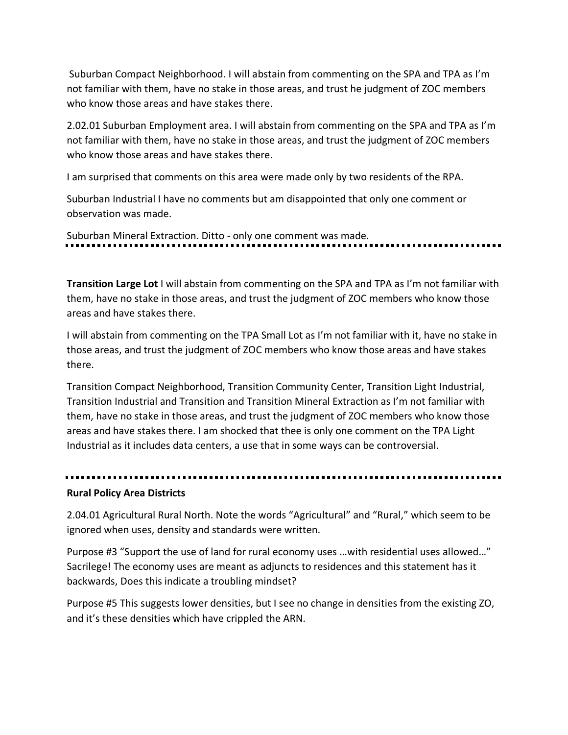Suburban Compact Neighborhood. I will abstain from commenting on the SPA and TPA as I'm not familiar with them, have no stake in those areas, and trust he judgment of ZOC members who know those areas and have stakes there.

2.02.01 Suburban Employment area. I will abstain from commenting on the SPA and TPA as I'm not familiar with them, have no stake in those areas, and trust the judgment of ZOC members who know those areas and have stakes there.

I am surprised that comments on this area were made only by two residents of the RPA.

Suburban Industrial I have no comments but am disappointed that only one comment or observation was made.

Suburban Mineral Extraction. Ditto - only one comment was made.

---

**Transition Large Lot** I will abstain from commenting on the SPA and TPA as I'm not familiar with them, have no stake in those areas, and trust the judgment of ZOC members who know those areas and have stakes there.

I will abstain from commenting on the TPA Small Lot as I'm not familiar with it, have no stake in those areas, and trust the judgment of ZOC members who know those areas and have stakes there.

Transition Compact Neighborhood, Transition Community Center, Transition Light Industrial, Transition Industrial and Transition and Transition Mineral Extraction as I'm not familiar with them, have no stake in those areas, and trust the judgment of ZOC members who know those areas and have stakes there. I am shocked that thee is only one comment on the TPA Light Industrial as it includes data centers, a use that in some ways can be controversial.

---

**Rural Policy Area Districts**

2.04.01 Agricultural Rural North. Note the words "Agricultural" and "Rural," which seem to be ignored when uses, density and standards were written.

Purpose #3 "Support the use of land for rural economy uses …with residential uses allowed…" Sacrilege! The economy uses are meant as adjuncts to residences and this statement has it backwards, Does this indicate a troubling mindset?

Purpose #5 This suggests lower densities, but I see no change in densities from the existing ZO, and it's these densities which have crippled the ARN.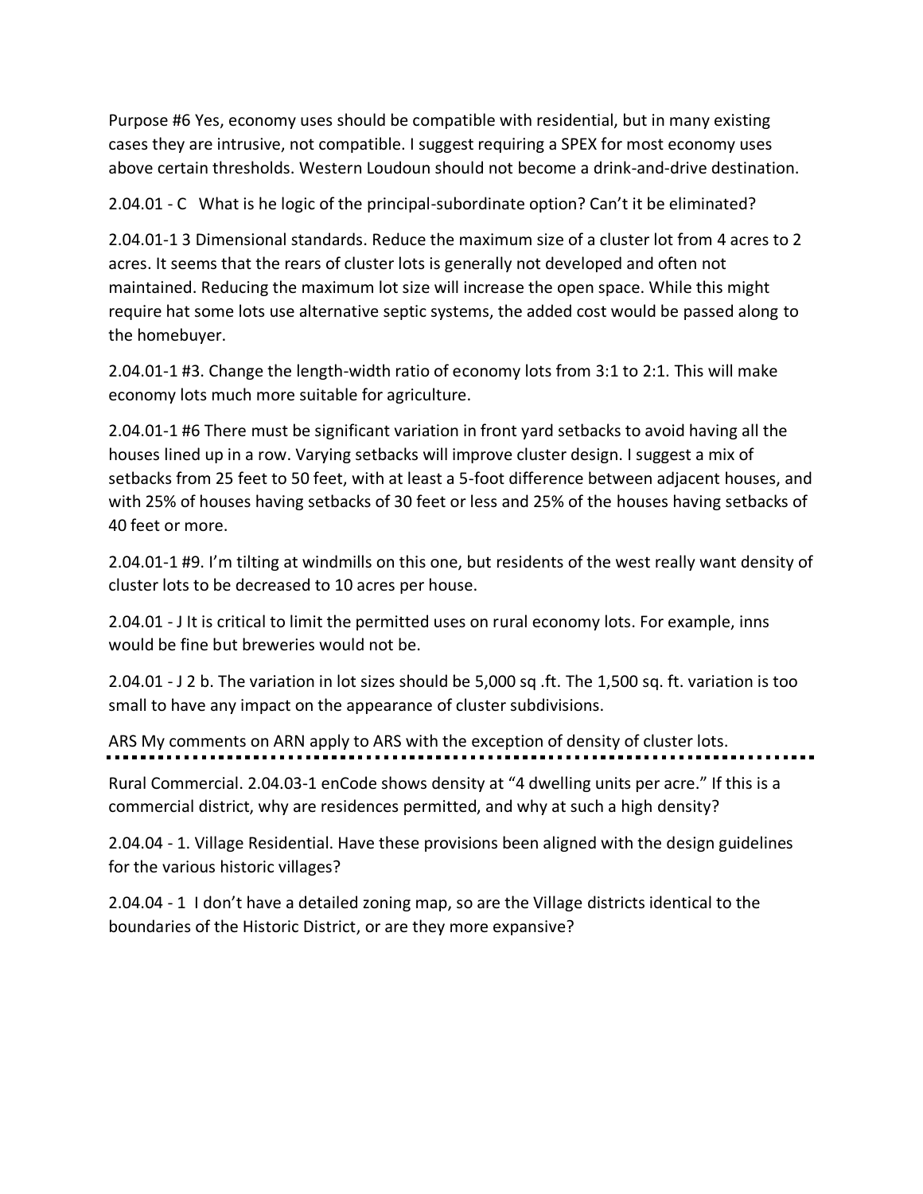Purpose #6 Yes, economy uses should be compatible with residential, but in many existing cases they are intrusive, not compatible. I suggest requiring a SPEX for most economy uses above certain thresholds. Western Loudoun should not become a drink-and-drive destination.

2.04.01 - C What is he logic of the principal-subordinate option? Can't it be eliminated?

2.04.01-1 3 Dimensional standards. Reduce the maximum size of a cluster lot from 4 acres to 2 acres. It seems that the rears of cluster lots is generally not developed and often not maintained. Reducing the maximum lot size will increase the open space. While this might require hat some lots use alternative septic systems, the added cost would be passed along to the homebuyer.

2.04.01-1 #3. Change the length-width ratio of economy lots from 3:1 to 2:1. This will make economy lots much more suitable for agriculture.

2.04.01-1 #6 There must be significant variation in front yard setbacks to avoid having all the houses lined up in a row. Varying setbacks will improve cluster design. I suggest a mix of setbacks from 25 feet to 50 feet, with at least a 5-foot difference between adjacent houses, and with 25% of houses having setbacks of 30 feet or less and 25% of the houses having setbacks of 40 feet or more.

2.04.01-1 #9. I'm tilting at windmills on this one, but residents of the west really want density of cluster lots to be decreased to 10 acres per house.

2.04.01 - J It is critical to limit the permitted uses on rural economy lots. For example, inns would be fine but breweries would not be.

2.04.01 - J 2 b. The variation in lot sizes should be 5,000 sq .ft. The 1,500 sq. ft. variation is too small to have any impact on the appearance of cluster subdivisions.

ARS My comments on ARN apply to ARS with the exception of density of cluster lots.

---

Rural Commercial. 2.04.03-1 enCode shows density at "4 dwelling units per acre." If this is a commercial district, why are residences permitted, and why at such a high density?

2.04.04 - 1. Village Residential. Have these provisions been aligned with the design guidelines for the various historic villages?

2.04.04 - 1 I don't have a detailed zoning map, so are the Village districts identical to the boundaries of the Historic District, or are they more expansive?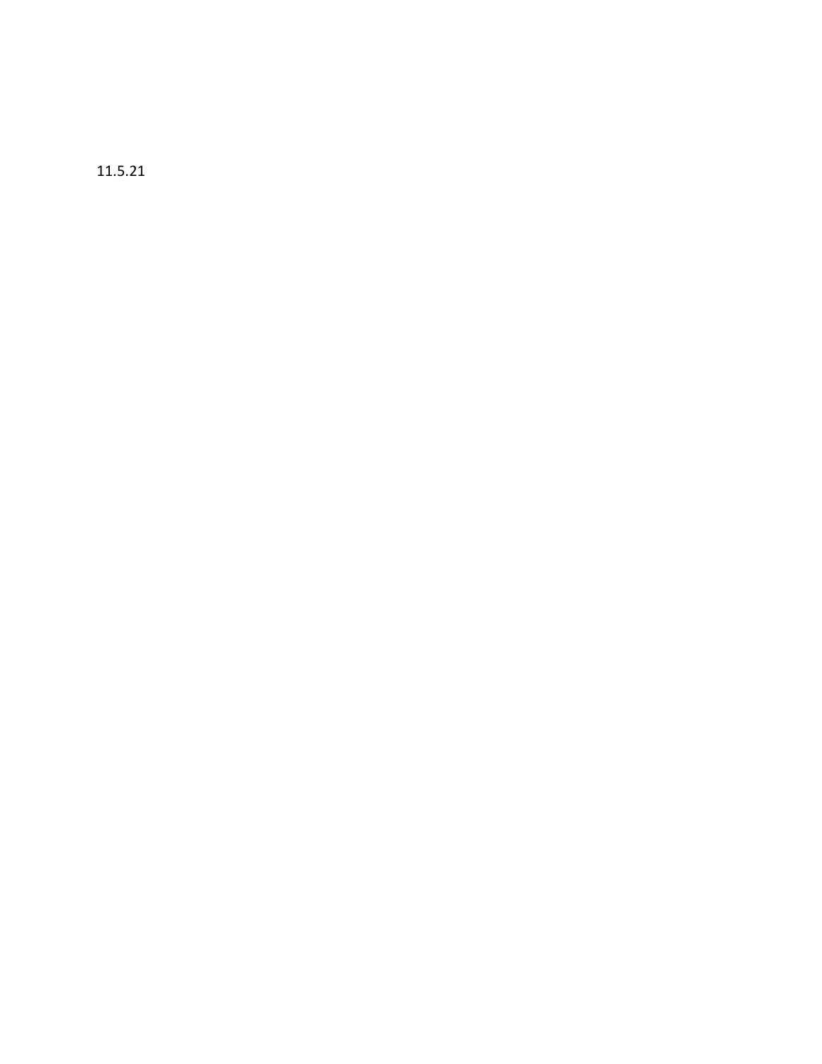11.5.21